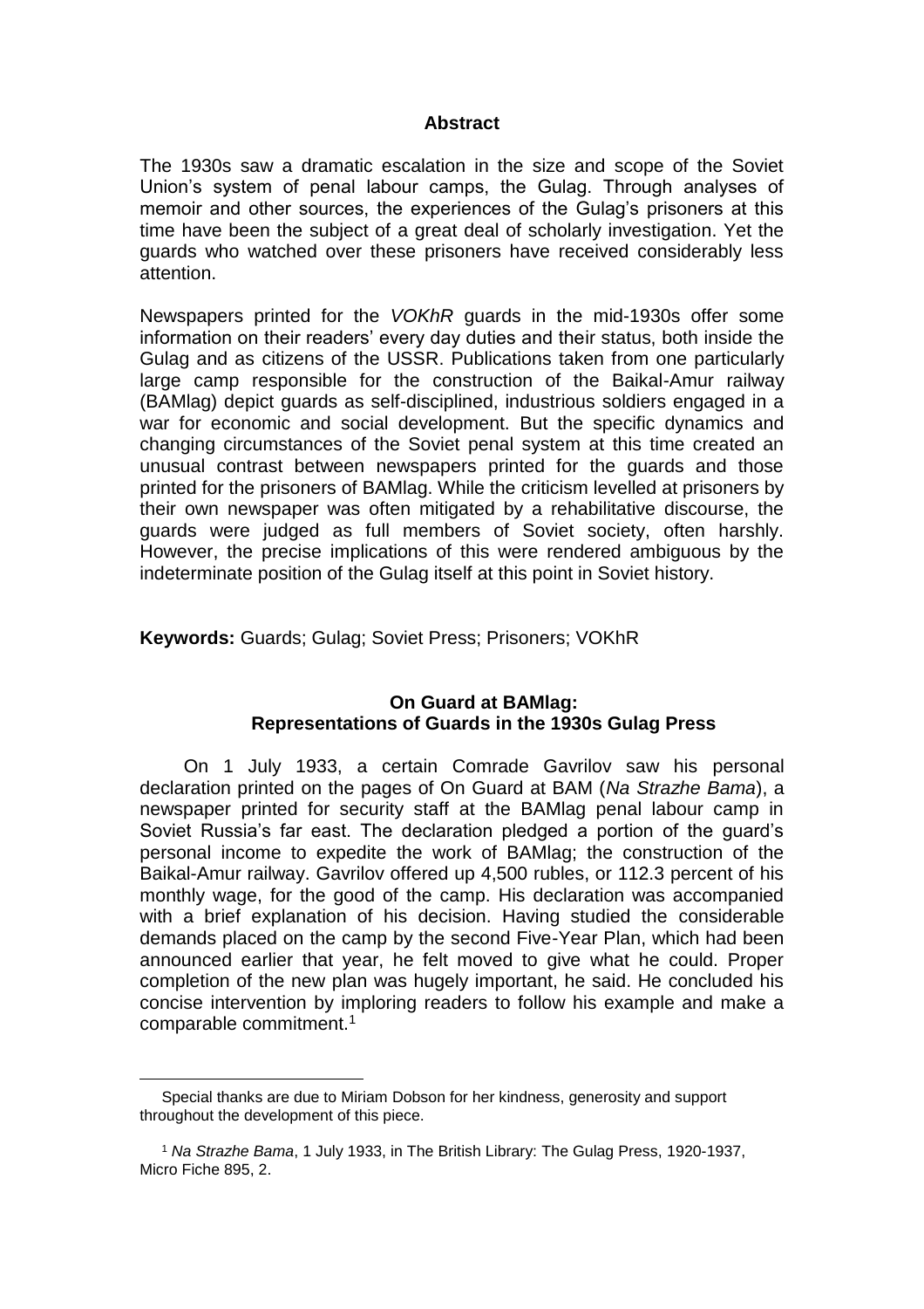**Abstract**

The 1930s saw a dramatic escalation in the size and scope of the Soviet Union's system of penal labour camps, the Gulag. Through analyses of memoir and other sources, the experiences of the Gulag's prisoners at this time have been the subject of a great deal of scholarly investigation. Yet the guards who watched over these prisoners have received considerably less attention.

Newspapers printed for the *VOKhR* guards in the mid-1930s offer some information on their readers' every day duties and their status, both inside the Gulag and as citizens of the USSR. Publications taken from one particularly large camp responsible for the construction of the Baikal-Amur railway (BAMlag) depict guards as self-disciplined, industrious soldiers engaged in a war for economic and social development. But the specific dynamics and changing circumstances of the Soviet penal system at this time created an unusual contrast between newspapers printed for the guards and those printed for the prisoners of BAMlag. While the criticism levelled at prisoners by their own newspaper was often mitigated by a rehabilitative discourse, the guards were judged as full members of Soviet society, often harshly. However, the precise implications of this were rendered ambiguous by the indeterminate position of the Gulag itself at this point in Soviet history.

**Keywords:** Guards; Gulag; Soviet Press; Prisoners; VOKhR

# On Guard at BAMlag: Representations of Guards in the 1930s Gulag Press

On 1 July 1933, a certain Comrade Gavrilov saw his personal declaration printed on the pages of On Guard at BAM (*Na Strazhe Bama*), a newspaper printed for security staff at the BAMlag penal labour camp in Soviet Russia's far east. The declaration pledged a portion of the guard's personal income to expedite the work of BAMlag; the construction of the Baikal-Amur railway. Gavrilov offered up 4,500 rubles, or 112.3 percent of his monthly wage, for the good of the camp. His declaration was accompanied with a brief explanation of his decision. Having studied the considerable demands placed on the camp by the second Five-Year Plan, which had been announced earlier that year, he felt moved to give what he could. Proper completion of the new plan was hugely important, he said. He concluded his concise intervention by imploring readers to follow his example and make a comparable commitment.[1]

---

Special thanks are due to Miriam Dobson for her kindness, generosity and support throughout the development of this piece.

[1] *Na Strazhe Bama*, 1 July 1933, in The British Library: The Gulag Press, 1920-1937, Micro Fiche 895, 2.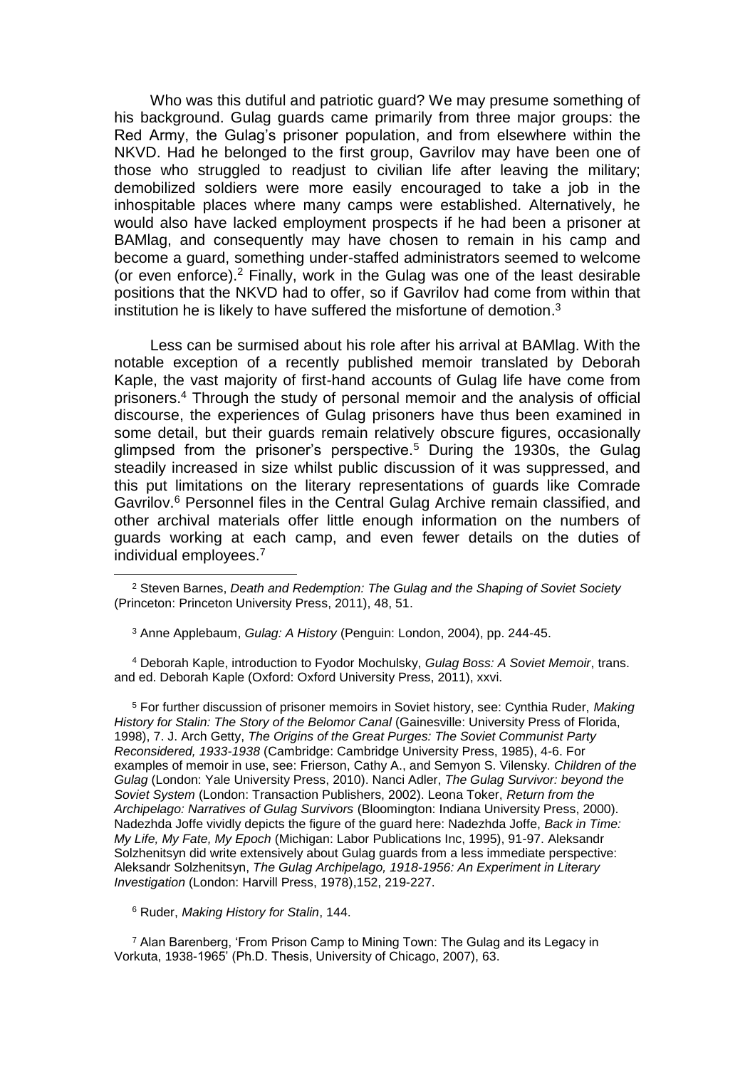Who was this dutiful and patriotic guard? We may presume something of his background. Gulag guards came primarily from three major groups: the Red Army, the Gulag's prisoner population, and from elsewhere within the NKVD. Had he belonged to the first group, Gavrilov may have been one of those who struggled to readjust to civilian life after leaving the military; demobilized soldiers were more easily encouraged to take a job in the inhospitable places where many camps were established. Alternatively, he would also have lacked employment prospects if he had been a prisoner at BAMlag, and consequently may have chosen to remain in his camp and become a guard, something under-staffed administrators seemed to welcome (or even enforce).[2] Finally, work in the Gulag was one of the least desirable positions that the NKVD had to offer, so if Gavrilov had come from within that institution he is likely to have suffered the misfortune of demotion.[3]

Less can be surmised about his role after his arrival at BAMlag. With the notable exception of a recently published memoir translated by Deborah Kaple, the vast majority of first-hand accounts of Gulag life have come from prisoners.[4] Through the study of personal memoir and the analysis of official discourse, the experiences of Gulag prisoners have thus been examined in some detail, but their guards remain relatively obscure figures, occasionally glimpsed from the prisoner's perspective.[5] During the 1930s, the Gulag steadily increased in size whilst public discussion of it was suppressed, and this put limitations on the literary representations of guards like Comrade Gavrilov.[6] Personnel files in the Central Gulag Archive remain classified, and other archival materials offer little enough information on the numbers of guards working at each camp, and even fewer details on the duties of individual employees.[7]

---

[2] Steven Barnes, *Death and Redemption: The Gulag and the Shaping of Soviet Society* (Princeton: Princeton University Press, 2011), 48, 51.

[3] Anne Applebaum, *Gulag: A History* (Penguin: London, 2004), pp. 244-45.

[4] Deborah Kaple, introduction to Fyodor Mochulsky, *Gulag Boss: A Soviet Memoir*, trans. and ed. Deborah Kaple (Oxford: Oxford University Press, 2011), xxvi.

[5] For further discussion of prisoner memoirs in Soviet history, see: Cynthia Ruder, *Making History for Stalin: The Story of the Belomor Canal* (Gainesville: University Press of Florida, 1998), 7. J. Arch Getty, *The Origins of the Great Purges: The Soviet Communist Party Reconsidered, 1933-1938* (Cambridge: Cambridge University Press, 1985), 4-6. For examples of memoir in use, see: Frierson, Cathy A., and Semyon S. Vilensky. *Children of the Gulag* (London: Yale University Press, 2010). Nanci Adler, *The Gulag Survivor: beyond the Soviet System* (London: Transaction Publishers, 2002). Leona Toker, *Return from the Archipelago: Narratives of Gulag Survivors* (Bloomington: Indiana University Press, 2000). Nadezhda Joffe vividly depicts the figure of the guard here: Nadezhda Joffe, *Back in Time: My Life, My Fate, My Epoch* (Michigan: Labor Publications Inc, 1995), 91-97. Aleksandr Solzhenitsyn did write extensively about Gulag guards from a less immediate perspective: Aleksandr Solzhenitsyn, *The Gulag Archipelago, 1918-1956: An Experiment in Literary Investigation* (London: Harvill Press, 1978),152, 219-227.

[6] Ruder, *Making History for Stalin*, 144.

[7] Alan Barenberg, 'From Prison Camp to Mining Town: The Gulag and its Legacy in Vorkuta, 1938-1965' (Ph.D. Thesis, University of Chicago, 2007), 63.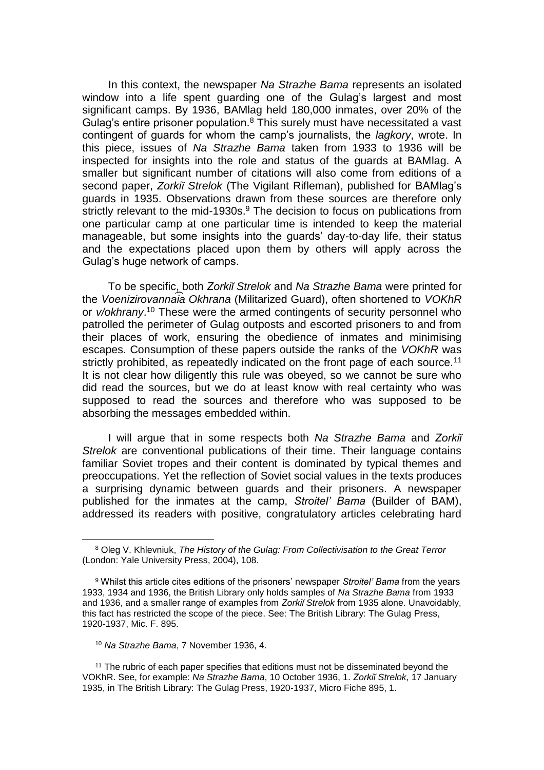In this context, the newspaper *Na Strazhe Bama* represents an isolated window into a life spent guarding one of the Gulag's largest and most significant camps. By 1936, BAMlag held 180,000 inmates, over 20% of the Gulag's entire prisoner population.[8] This surely must have necessitated a vast contingent of guards for whom the camp's journalists, the *lagkory*, wrote. In this piece, issues of *Na Strazhe Bama* taken from 1933 to 1936 will be inspected for insights into the role and status of the guards at BAMlag. A smaller but significant number of citations will also come from editions of a second paper, *Zorkiĭ Strelok* (The Vigilant Rifleman), published for BAMlag's guards in 1935. Observations drawn from these sources are therefore only strictly relevant to the mid-1930s.[9] The decision to focus on publications from one particular camp at one particular time is intended to keep the material manageable, but some insights into the guards' day-to-day life, their status and the expectations placed upon them by others will apply across the Gulag's huge network of camps.

To be specific, both *Zorkiĭ Strelok* and *Na Strazhe Bama* were printed for the *Voenizirovannai͡a Okhrana* (Militarized Guard), often shortened to *VOKhR* or *v/okhrany*.[10] These were the armed contingents of security personnel who patrolled the perimeter of Gulag outposts and escorted prisoners to and from their places of work, ensuring the obedience of inmates and minimising escapes. Consumption of these papers outside the ranks of the *VOKhR* was strictly prohibited, as repeatedly indicated on the front page of each source.[11] It is not clear how diligently this rule was obeyed, so we cannot be sure who did read the sources, but we do at least know with real certainty who was supposed to read the sources and therefore who was supposed to be absorbing the messages embedded within.

I will argue that in some respects both *Na Strazhe Bama* and *Zorkiĭ Strelok* are conventional publications of their time. Their language contains familiar Soviet tropes and their content is dominated by typical themes and preoccupations. Yet the reflection of Soviet social values in the texts produces a surprising dynamic between guards and their prisoners. A newspaper published for the inmates at the camp, *Stroitel' Bama* (Builder of BAM), addressed its readers with positive, congratulatory articles celebrating hard

---

[8] Oleg V. Khlevniuk, *The History of the Gulag: From Collectivisation to the Great Terror* (London: Yale University Press, 2004), 108.

[9] Whilst this article cites editions of the prisoners' newspaper *Stroitel' Bama* from the years 1933, 1934 and 1936, the British Library only holds samples of *Na Strazhe Bama* from 1933 and 1936, and a smaller range of examples from *Zorkiĭ Strelok* from 1935 alone. Unavoidably, this fact has restricted the scope of the piece. See: The British Library: The Gulag Press, 1920-1937, Mic. F. 895.

[10] *Na Strazhe Bama*, 7 November 1936, 4.

[11] The rubric of each paper specifies that editions must not be disseminated beyond the VOKhR. See, for example: *Na Strazhe Bama*, 10 October 1936, 1. *Zorkiĭ Strelok*, 17 January 1935, in The British Library: The Gulag Press, 1920-1937, Micro Fiche 895, 1.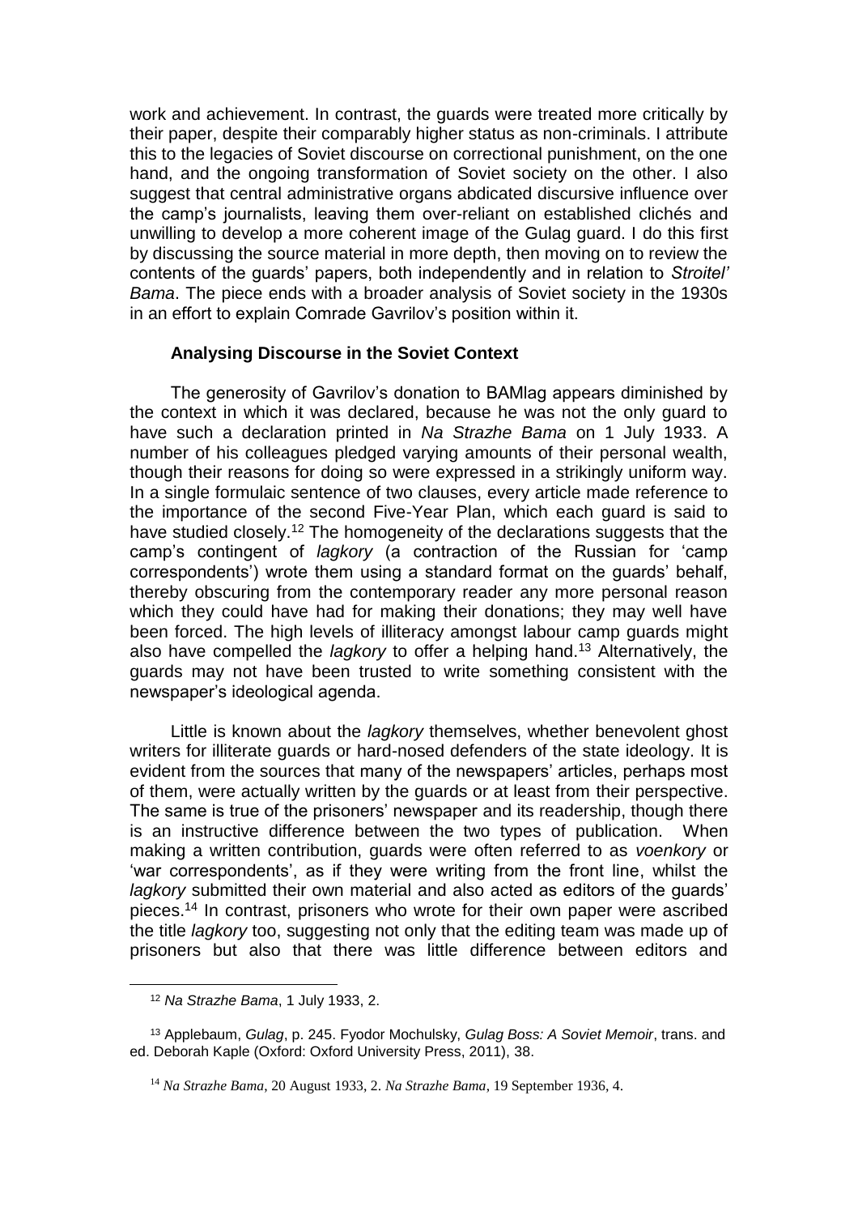work and achievement. In contrast, the guards were treated more critically by their paper, despite their comparably higher status as non-criminals. I attribute this to the legacies of Soviet discourse on correctional punishment, on the one hand, and the ongoing transformation of Soviet society on the other. I also suggest that central administrative organs abdicated discursive influence over the camp's journalists, leaving them over-reliant on established clichés and unwilling to develop a more coherent image of the Gulag guard. I do this first by discussing the source material in more depth, then moving on to review the contents of the guards' papers, both independently and in relation to *Stroitel' Bama*. The piece ends with a broader analysis of Soviet society in the 1930s in an effort to explain Comrade Gavrilov's position within it.

### Analysing Discourse in the Soviet Context

The generosity of Gavrilov's donation to BAMlag appears diminished by the context in which it was declared, because he was not the only guard to have such a declaration printed in *Na Strazhe Bama* on 1 July 1933. A number of his colleagues pledged varying amounts of their personal wealth, though their reasons for doing so were expressed in a strikingly uniform way. In a single formulaic sentence of two clauses, every article made reference to the importance of the second Five-Year Plan, which each guard is said to have studied closely.[12] The homogeneity of the declarations suggests that the camp's contingent of *lagkory* (a contraction of the Russian for 'camp correspondents') wrote them using a standard format on the guards' behalf, thereby obscuring from the contemporary reader any more personal reason which they could have had for making their donations; they may well have been forced. The high levels of illiteracy amongst labour camp guards might also have compelled the *lagkory* to offer a helping hand.[13] Alternatively, the guards may not have been trusted to write something consistent with the newspaper's ideological agenda.

Little is known about the *lagkory* themselves, whether benevolent ghost writers for illiterate guards or hard-nosed defenders of the state ideology. It is evident from the sources that many of the newspapers' articles, perhaps most of them, were actually written by the guards or at least from their perspective. The same is true of the prisoners' newspaper and its readership, though there is an instructive difference between the two types of publication. When making a written contribution, guards were often referred to as *voenkory* or 'war correspondents', as if they were writing from the front line, whilst the *lagkory* submitted their own material and also acted as editors of the guards' pieces.[14] In contrast, prisoners who wrote for their own paper were ascribed the title *lagkory* too, suggesting not only that the editing team was made up of prisoners but also that there was little difference between editors and

---

[12] *Na Strazhe Bama*, 1 July 1933, 2.

[13] Applebaum, *Gulag*, p. 245. Fyodor Mochulsky, *Gulag Boss: A Soviet Memoir*, trans. and ed. Deborah Kaple (Oxford: Oxford University Press, 2011), 38.

[14] *Na Strazhe Bama*, 20 August 1933, 2. *Na Strazhe Bama*, 19 September 1936, 4.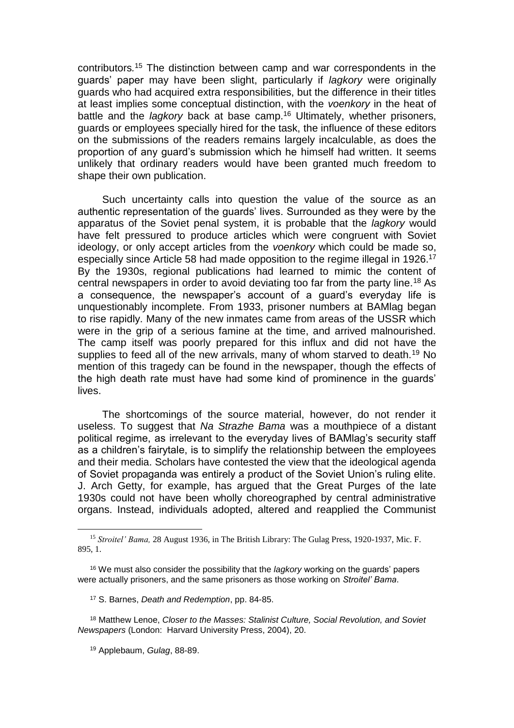contributors.[15] The distinction between camp and war correspondents in the guards' paper may have been slight, particularly if *lagkory* were originally guards who had acquired extra responsibilities, but the difference in their titles at least implies some conceptual distinction, with the *voenkory* in the heat of battle and the *lagkory* back at base camp.[16] Ultimately, whether prisoners, guards or employees specially hired for the task, the influence of these editors on the submissions of the readers remains largely incalculable, as does the proportion of any guard's submission which he himself had written. It seems unlikely that ordinary readers would have been granted much freedom to shape their own publication.

Such uncertainty calls into question the value of the source as an authentic representation of the guards' lives. Surrounded as they were by the apparatus of the Soviet penal system, it is probable that the *lagkory* would have felt pressured to produce articles which were congruent with Soviet ideology, or only accept articles from the *voenkory* which could be made so, especially since Article 58 had made opposition to the regime illegal in 1926.[17] By the 1930s, regional publications had learned to mimic the content of central newspapers in order to avoid deviating too far from the party line.[18] As a consequence, the newspaper's account of a guard's everyday life is unquestionably incomplete. From 1933, prisoner numbers at BAMlag began to rise rapidly. Many of the new inmates came from areas of the USSR which were in the grip of a serious famine at the time, and arrived malnourished. The camp itself was poorly prepared for this influx and did not have the supplies to feed all of the new arrivals, many of whom starved to death.[19] No mention of this tragedy can be found in the newspaper, though the effects of the high death rate must have had some kind of prominence in the guards' lives.

The shortcomings of the source material, however, do not render it useless. To suggest that *Na Strazhe Bama* was a mouthpiece of a distant political regime, as irrelevant to the everyday lives of BAMlag's security staff as a children's fairytale, is to simplify the relationship between the employees and their media. Scholars have contested the view that the ideological agenda of Soviet propaganda was entirely a product of the Soviet Union's ruling elite. J. Arch Getty, for example, has argued that the Great Purges of the late 1930s could not have been wholly choreographed by central administrative organs. Instead, individuals adopted, altered and reapplied the Communist

---

[15] *Stroitel' Bama,* 28 August 1936, in The British Library: The Gulag Press, 1920-1937, Mic. F. 895, 1.

[16] We must also consider the possibility that the *lagkory* working on the guards' papers were actually prisoners, and the same prisoners as those working on *Stroitel' Bama*.

[17] S. Barnes, *Death and Redemption*, pp. 84-85.

[18] Matthew Lenoe, *Closer to the Masses: Stalinist Culture, Social Revolution, and Soviet Newspapers* (London: Harvard University Press, 2004), 20.

[19] Applebaum, *Gulag*, 88-89.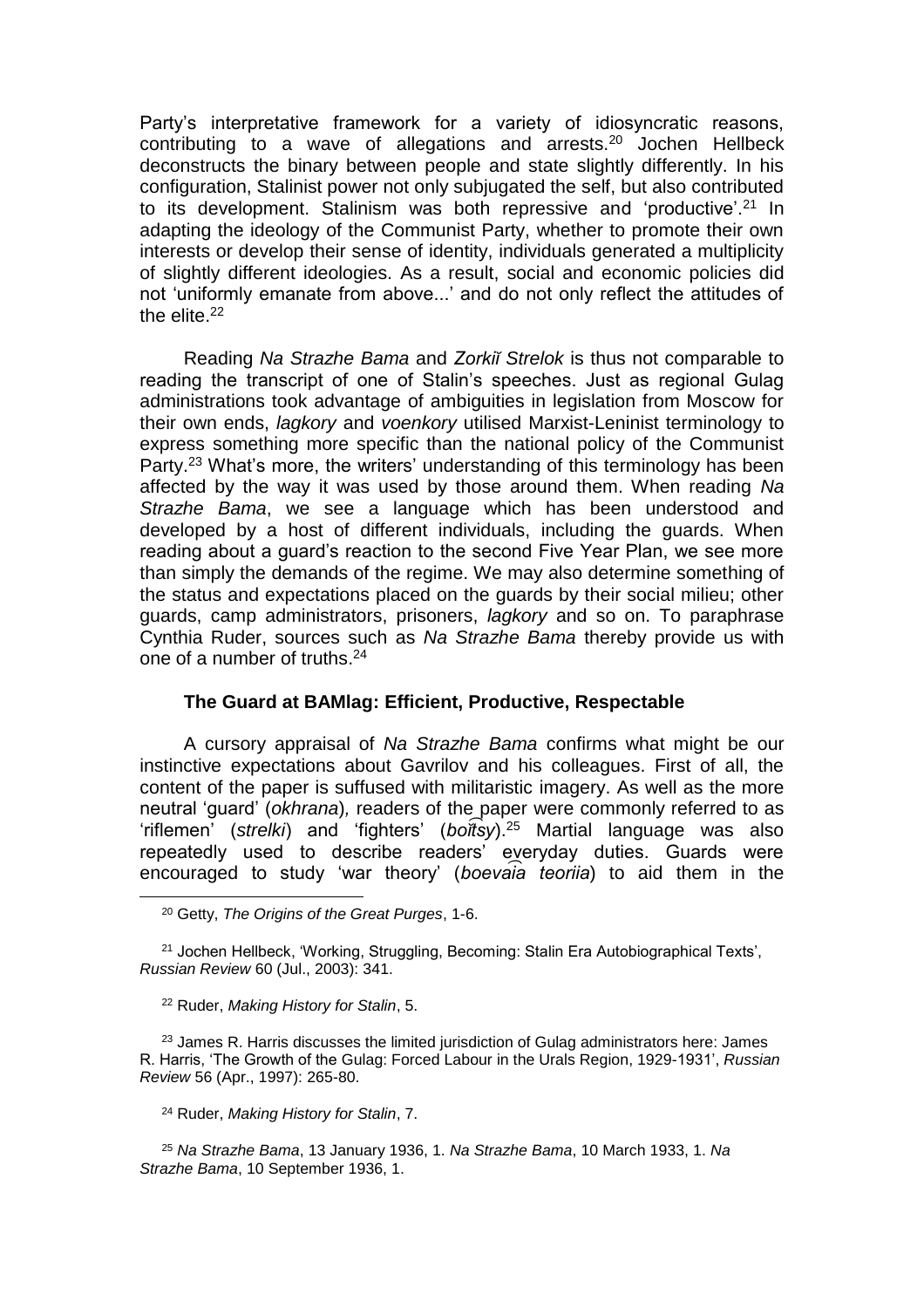Party's interpretative framework for a variety of idiosyncratic reasons, contributing to a wave of allegations and arrests.[20] Jochen Hellbeck deconstructs the binary between people and state slightly differently. In his configuration, Stalinist power not only subjugated the self, but also contributed to its development. Stalinism was both repressive and 'productive'.[21] In adapting the ideology of the Communist Party, whether to promote their own interests or develop their sense of identity, individuals generated a multiplicity of slightly different ideologies. As a result, social and economic policies did not 'uniformly emanate from above...' and do not only reflect the attitudes of the elite.[22]

Reading *Na Strazhe Bama* and *Zorkiĭ Strelok* is thus not comparable to reading the transcript of one of Stalin's speeches. Just as regional Gulag administrations took advantage of ambiguities in legislation from Moscow for their own ends, *lagkory* and *voenkory* utilised Marxist-Leninist terminology to express something more specific than the national policy of the Communist Party.[23] What's more, the writers' understanding of this terminology has been affected by the way it was used by those around them. When reading *Na Strazhe Bama*, we see a language which has been understood and developed by a host of different individuals, including the guards. When reading about a guard's reaction to the second Five Year Plan, we see more than simply the demands of the regime. We may also determine something of the status and expectations placed on the guards by their social milieu; other guards, camp administrators, prisoners, *lagkory* and so on. To paraphrase Cynthia Ruder, sources such as *Na Strazhe Bama* thereby provide us with one of a number of truths.[24]

### The Guard at BAMlag: Efficient, Productive, Respectable

A cursory appraisal of *Na Strazhe Bama* confirms what might be our instinctive expectations about Gavrilov and his colleagues. First of all, the content of the paper is suffused with militaristic imagery. As well as the more neutral 'guard' (*okhrana*), readers of the paper were commonly referred to as 'riflemen' (*strelki*) and 'fighters' (*boi͡tsy*).[25] Martial language was also repeatedly used to describe readers' everyday duties. Guards were encouraged to study 'war theory' (*boeva͡ia teoriia*) to aid them in the

---

[20] Getty, *The Origins of the Great Purges*, 1-6.

[21] Jochen Hellbeck, 'Working, Struggling, Becoming: Stalin Era Autobiographical Texts', *Russian Review* 60 (Jul., 2003): 341.

[22] Ruder, *Making History for Stalin*, 5.

[23] James R. Harris discusses the limited jurisdiction of Gulag administrators here: James R. Harris, 'The Growth of the Gulag: Forced Labour in the Urals Region, 1929-1931', *Russian Review* 56 (Apr., 1997): 265-80.

[24] Ruder, *Making History for Stalin*, 7.

[25] *Na Strazhe Bama*, 13 January 1936, 1. *Na Strazhe Bama*, 10 March 1933, 1. *Na Strazhe Bama*, 10 September 1936, 1.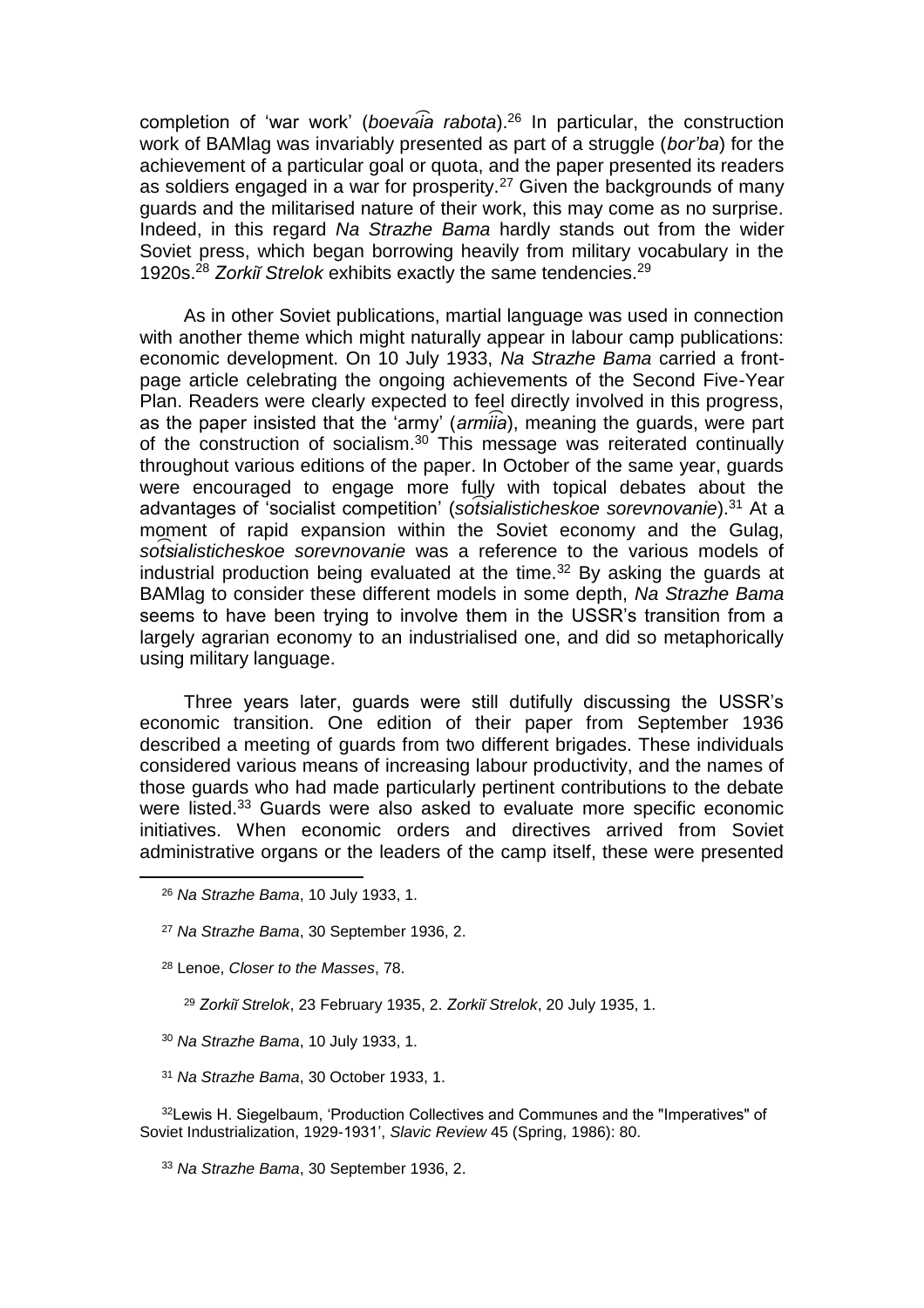completion of 'war work' (*boevai͡a rabota*).[26] In particular, the construction work of BAMlag was invariably presented as part of a struggle (*bor'ba*) for the achievement of a particular goal or quota, and the paper presented its readers as soldiers engaged in a war for prosperity.[27] Given the backgrounds of many guards and the militarised nature of their work, this may come as no surprise. Indeed, in this regard *Na Strazhe Bama* hardly stands out from the wider Soviet press, which began borrowing heavily from military vocabulary in the 1920s.[28] *Zorkiĭ Strelok* exhibits exactly the same tendencies.[29]

As in other Soviet publications, martial language was used in connection with another theme which might naturally appear in labour camp publications: economic development. On 10 July 1933, *Na Strazhe Bama* carried a front-page article celebrating the ongoing achievements of the Second Five-Year Plan. Readers were clearly expected to feel directly involved in this progress, as the paper insisted that the 'army' (*armii͡a*), meaning the guards, were part of the construction of socialism.[30] This message was reiterated continually throughout various editions of the paper. In October of the same year, guards were encouraged to engage more fully with topical debates about the advantages of 'socialist competition' (*sot͡sialisticheskoe sorevnovanie*).[31] At a moment of rapid expansion within the Soviet economy and the Gulag, *sot͡sialisticheskoe sorevnovanie* was a reference to the various models of industrial production being evaluated at the time.[32] By asking the guards at BAMlag to consider these different models in some depth, *Na Strazhe Bama* seems to have been trying to involve them in the USSR's transition from a largely agrarian economy to an industrialised one, and did so metaphorically using military language.

Three years later, guards were still dutifully discussing the USSR's economic transition. One edition of their paper from September 1936 described a meeting of guards from two different brigades. These individuals considered various means of increasing labour productivity, and the names of those guards who had made particularly pertinent contributions to the debate were listed.[33] Guards were also asked to evaluate more specific economic initiatives. When economic orders and directives arrived from Soviet administrative organs or the leaders of the camp itself, these were presented

---

[26] *Na Strazhe Bama*, 10 July 1933, 1.

[27] *Na Strazhe Bama*, 30 September 1936, 2.

[28] Lenoe, *Closer to the Masses*, 78.

[29] *Zorkiĭ Strelok*, 23 February 1935, 2. *Zorkiĭ Strelok*, 20 July 1935, 1.

[30] *Na Strazhe Bama*, 10 July 1933, 1.

[31] *Na Strazhe Bama*, 30 October 1933, 1.

[32] Lewis H. Siegelbaum, 'Production Collectives and Communes and the "Imperatives" of Soviet Industrialization, 1929-1931', *Slavic Review* 45 (Spring, 1986): 80.

[33] *Na Strazhe Bama*, 30 September 1936, 2.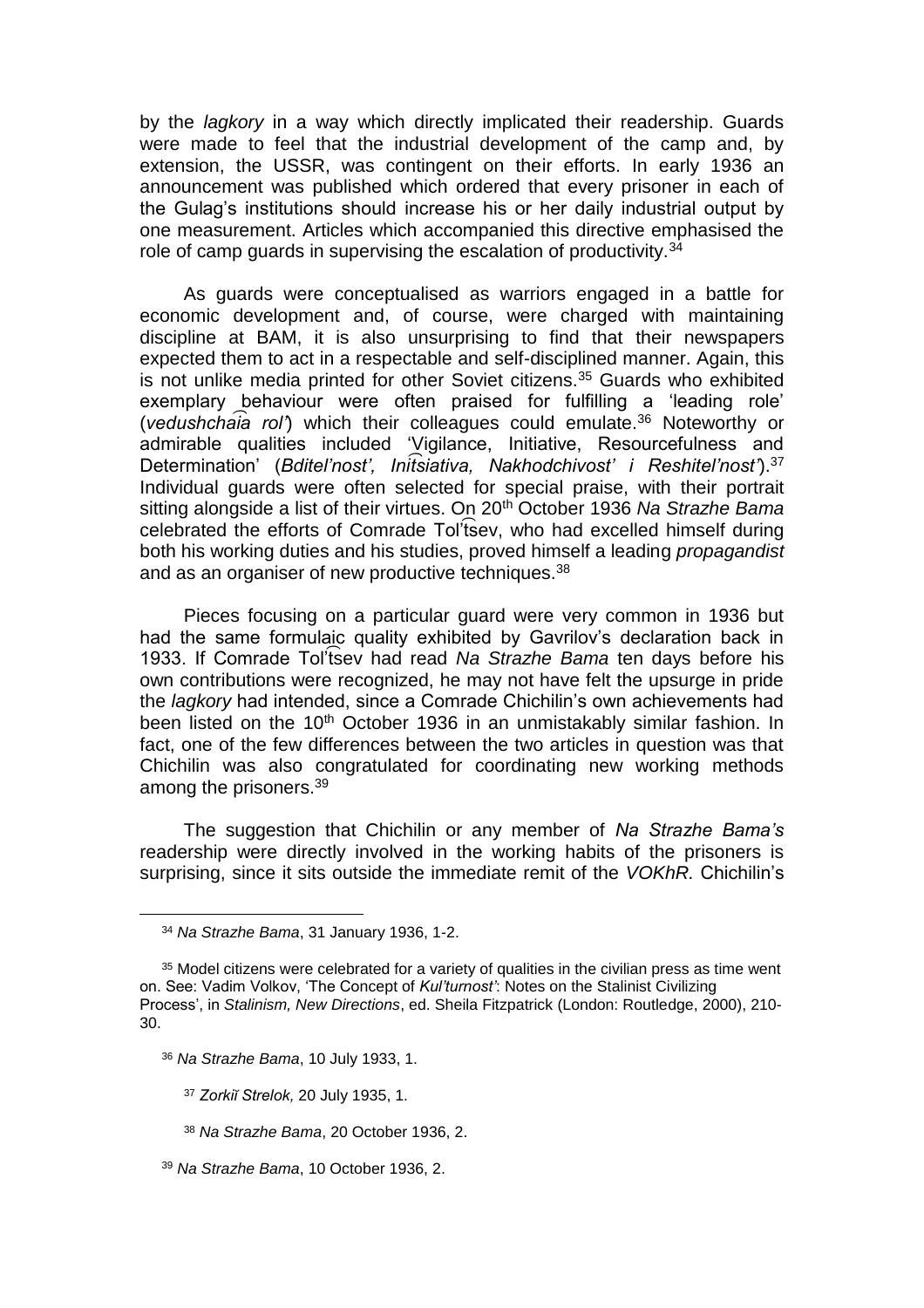by the *lagkory* in a way which directly implicated their readership. Guards were made to feel that the industrial development of the camp and, by extension, the USSR, was contingent on their efforts. In early 1936 an announcement was published which ordered that every prisoner in each of the Gulag's institutions should increase his or her daily industrial output by one measurement. Articles which accompanied this directive emphasised the role of camp guards in supervising the escalation of productivity.[34]

As guards were conceptualised as warriors engaged in a battle for economic development and, of course, were charged with maintaining discipline at BAM, it is also unsurprising to find that their newspapers expected them to act in a respectable and self-disciplined manner. Again, this is not unlike media printed for other Soviet citizens.[35] Guards who exhibited exemplary behaviour were often praised for fulfilling a 'leading role' (*vedushchai͡a rol'*) which their colleagues could emulate.[36] Noteworthy or admirable qualities included 'Vigilance, Initiative, Resourcefulness and Determination' (*Bditel'nost', Init͡siativa, Nakhodchivost' i Reshitel'nost'*).[37] Individual guards were often selected for special praise, with their portrait sitting alongside a list of their virtues. On 20th October 1936 *Na Strazhe Bama* celebrated the efforts of Comrade Tol't͡sev, who had excelled himself during both his working duties and his studies, proved himself a leading *propagandist* and as an organiser of new productive techniques.[38]

Pieces focusing on a particular guard were very common in 1936 but had the same formulaic quality exhibited by Gavrilov's declaration back in 1933. If Comrade Tol't͡sev had read *Na Strazhe Bama* ten days before his own contributions were recognized, he may not have felt the upsurge in pride the *lagkory* had intended, since a Comrade Chichilin's own achievements had been listed on the 10th October 1936 in an unmistakably similar fashion. In fact, one of the few differences between the two articles in question was that Chichilin was also congratulated for coordinating new working methods among the prisoners.[39]

The suggestion that Chichilin or any member of *Na Strazhe Bama's* readership were directly involved in the working habits of the prisoners is surprising, since it sits outside the immediate remit of the *VOKhR.* Chichilin's

---

[34] *Na Strazhe Bama*, 31 January 1936, 1-2.

[35] Model citizens were celebrated for a variety of qualities in the civilian press as time went on. See: Vadim Volkov, 'The Concept of *Kul'turnost'*: Notes on the Stalinist Civilizing Process', in *Stalinism, New Directions*, ed. Sheila Fitzpatrick (London: Routledge, 2000), 210-30.

[36] *Na Strazhe Bama*, 10 July 1933, 1.

[37] *Zorkiĭ Strelok,* 20 July 1935, 1.

[38] *Na Strazhe Bama*, 20 October 1936, 2.

[39] *Na Strazhe Bama*, 10 October 1936, 2.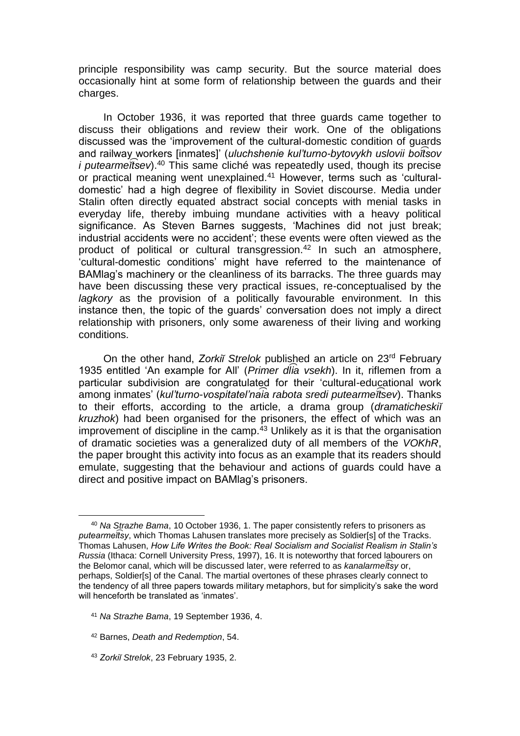principle responsibility was camp security. But the source material does occasionally hint at some form of relationship between the guards and their charges.

In October 1936, it was reported that three guards came together to discuss their obligations and review their work. One of the obligations discussed was the 'improvement of the cultural-domestic condition of guards and railway workers [inmates]' (*uluchshenie kul'turno-bytovykh uslovii boi͡tsov i putearmei͡tsev*).[40] This same cliché was repeatedly used, though its precise or practical meaning went unexplained.[41] However, terms such as 'cultural-domestic' had a high degree of flexibility in Soviet discourse. Media under Stalin often directly equated abstract social concepts with menial tasks in everyday life, thereby imbuing mundane activities with a heavy political significance. As Steven Barnes suggests, 'Machines did not just break; industrial accidents were no accident'; these events were often viewed as the product of political or cultural transgression.[42] In such an atmosphere, 'cultural-domestic conditions' might have referred to the maintenance of BAMlag's machinery or the cleanliness of its barracks. The three guards may have been discussing these very practical issues, re-conceptualised by the *lagkory* as the provision of a politically favourable environment. In this instance then, the topic of the guards' conversation does not imply a direct relationship with prisoners, only some awareness of their living and working conditions.

On the other hand, *Zorkiĭ Strelok* published an article on 23rd February 1935 entitled 'An example for All' (*Primer dli͡a vsekh*). In it, riflemen from a particular subdivision are congratulated for their 'cultural-educational work among inmates' (*kul'turno-vospitatel'nai͡a rabota sredi putearmei͡tsev*). Thanks to their efforts, according to the article, a drama group (*dramaticheskiĭ kruzhok*) had been organised for the prisoners, the effect of which was an improvement of discipline in the camp.[43] Unlikely as it is that the organisation of dramatic societies was a generalized duty of all members of the *VOKhR*, the paper brought this activity into focus as an example that its readers should emulate, suggesting that the behaviour and actions of guards could have a direct and positive impact on BAMlag's prisoners.

---

[40] *Na Strazhe Bama*, 10 October 1936, 1. The paper consistently refers to prisoners as *putearmei͡tsy*, which Thomas Lahusen translates more precisely as Soldier[s] of the Tracks. Thomas Lahusen, *How Life Writes the Book: Real Socialism and Socialist Realism in Stalin's Russia* (Ithaca: Cornell University Press, 1997), 16. It is noteworthy that forced labourers on the Belomor canal, which will be discussed later, were referred to as *kanalarmei͡tsy* or, perhaps, Soldier[s] of the Canal. The martial overtones of these phrases clearly connect to the tendency of all three papers towards military metaphors, but for simplicity's sake the word will henceforth be translated as 'inmates'.

[41] *Na Strazhe Bama*, 19 September 1936, 4.

[42] Barnes, *Death and Redemption*, 54.

[43] *Zorkiĭ Strelok*, 23 February 1935, 2.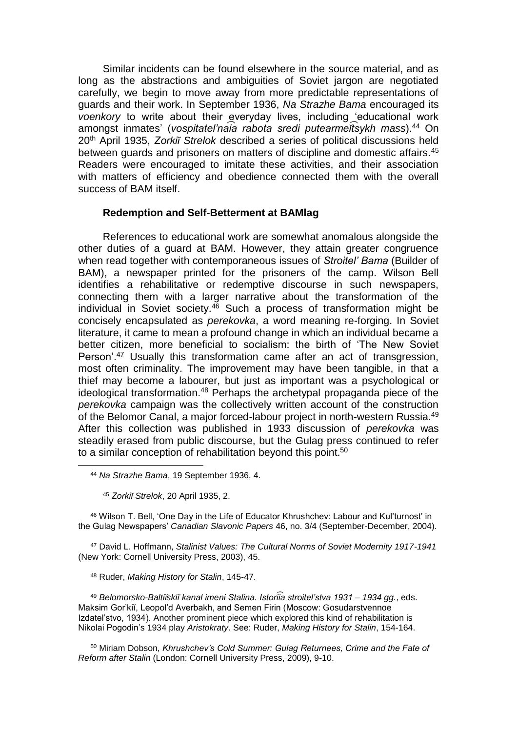Similar incidents can be found elsewhere in the source material, and as long as the abstractions and ambiguities of Soviet jargon are negotiated carefully, we begin to move away from more predictable representations of guards and their work. In September 1936, *Na Strazhe Bama* encouraged its *voenkory* to write about their everyday lives, including 'educational work amongst inmates' (*vospitatel'nai͡a rabota sredi putearmeĭt͡sykh mass*).[44] On 20th April 1935, *Zorkiĭ Strelok* described a series of political discussions held between guards and prisoners on matters of discipline and domestic affairs.[45] Readers were encouraged to imitate these activities, and their association with matters of efficiency and obedience connected them with the overall success of BAM itself.

### Redemption and Self-Betterment at BAMlag

References to educational work are somewhat anomalous alongside the other duties of a guard at BAM. However, they attain greater congruence when read together with contemporaneous issues of *Stroitel' Bama* (Builder of BAM), a newspaper printed for the prisoners of the camp. Wilson Bell identifies a rehabilitative or redemptive discourse in such newspapers, connecting them with a larger narrative about the transformation of the individual in Soviet society.[46] Such a process of transformation might be concisely encapsulated as *perekovka*, a word meaning re-forging. In Soviet literature, it came to mean a profound change in which an individual became a better citizen, more beneficial to socialism: the birth of 'The New Soviet Person'.[47] Usually this transformation came after an act of transgression, most often criminality. The improvement may have been tangible, in that a thief may become a labourer, but just as important was a psychological or ideological transformation.[48] Perhaps the archetypal propaganda piece of the *perekovka* campaign was the collectively written account of the construction of the Belomor Canal, a major forced-labour project in north-western Russia.[49] After this collection was published in 1933 discussion of *perekovka* was steadily erased from public discourse, but the Gulag press continued to refer to a similar conception of rehabilitation beyond this point.[50]

---

[44] *Na Strazhe Bama*, 19 September 1936, 4.

[45] *Zorkiĭ Strelok*, 20 April 1935, 2.

[46] Wilson T. Bell, 'One Day in the Life of Educator Khrushchev: Labour and Kul'turnost' in the Gulag Newspapers' *Canadian Slavonic Papers* 46, no. 3/4 (September-December, 2004).

[47] David L. Hoffmann, *Stalinist Values: The Cultural Norms of Soviet Modernity 1917-1941* (New York: Cornell University Press, 2003), 45.

[48] Ruder, *Making History for Stalin*, 145-47.

[49] *Belomorsko-Baltiĭskiĭ kanal imeni Stalina. Istorii͡a stroitel'stva 1931 – 1934 gg.*, eds. Maksim Gor'kiĭ, Leopol'd Averbakh, and Semen Firin (Moscow: Gosudarstvennoe Izdatel'stvo, 1934). Another prominent piece which explored this kind of rehabilitation is Nikolai Pogodin's 1934 play *Aristokraty*. See: Ruder, *Making History for Stalin*, 154-164.

[50] Miriam Dobson, *Khrushchev's Cold Summer: Gulag Returnees, Crime and the Fate of Reform after Stalin* (London: Cornell University Press, 2009), 9-10.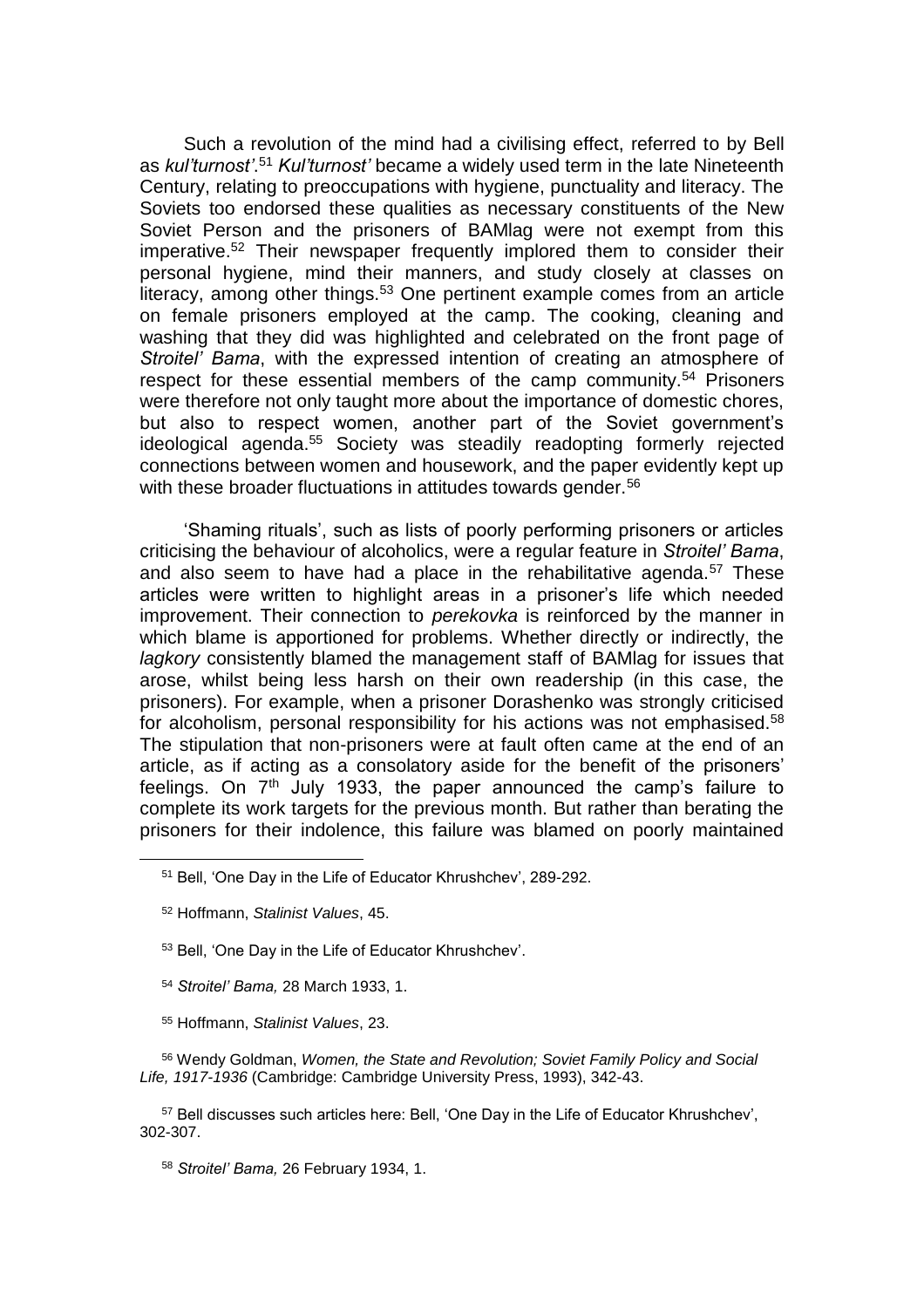Such a revolution of the mind had a civilising effect, referred to by Bell as *kul'turnost'*.[51] *Kul'turnost'* became a widely used term in the late Nineteenth Century, relating to preoccupations with hygiene, punctuality and literacy. The Soviets too endorsed these qualities as necessary constituents of the New Soviet Person and the prisoners of BAMlag were not exempt from this imperative.[52] Their newspaper frequently implored them to consider their personal hygiene, mind their manners, and study closely at classes on literacy, among other things.[53] One pertinent example comes from an article on female prisoners employed at the camp. The cooking, cleaning and washing that they did was highlighted and celebrated on the front page of *Stroitel' Bama*, with the expressed intention of creating an atmosphere of respect for these essential members of the camp community.[54] Prisoners were therefore not only taught more about the importance of domestic chores, but also to respect women, another part of the Soviet government's ideological agenda.[55] Society was steadily readopting formerly rejected connections between women and housework, and the paper evidently kept up with these broader fluctuations in attitudes towards gender.[56]

'Shaming rituals', such as lists of poorly performing prisoners or articles criticising the behaviour of alcoholics, were a regular feature in *Stroitel' Bama*, and also seem to have had a place in the rehabilitative agenda.[57] These articles were written to highlight areas in a prisoner's life which needed improvement. Their connection to *perekovka* is reinforced by the manner in which blame is apportioned for problems. Whether directly or indirectly, the *lagkory* consistently blamed the management staff of BAMlag for issues that arose, whilst being less harsh on their own readership (in this case, the prisoners). For example, when a prisoner Dorashenko was strongly criticised for alcoholism, personal responsibility for his actions was not emphasised.[58] The stipulation that non-prisoners were at fault often came at the end of an article, as if acting as a consolatory aside for the benefit of the prisoners' feelings. On 7th July 1933, the paper announced the camp's failure to complete its work targets for the previous month. But rather than berating the prisoners for their indolence, this failure was blamed on poorly maintained

---

[51] Bell, 'One Day in the Life of Educator Khrushchev', 289-292.

[52] Hoffmann, *Stalinist Values*, 45.

[53] Bell, 'One Day in the Life of Educator Khrushchev'.

[54] *Stroitel' Bama,* 28 March 1933, 1.

[55] Hoffmann, *Stalinist Values*, 23.

[56] Wendy Goldman, *Women, the State and Revolution; Soviet Family Policy and Social Life, 1917-1936* (Cambridge: Cambridge University Press, 1993), 342-43.

[57] Bell discusses such articles here: Bell, 'One Day in the Life of Educator Khrushchev', 302-307.

[58] *Stroitel' Bama,* 26 February 1934, 1.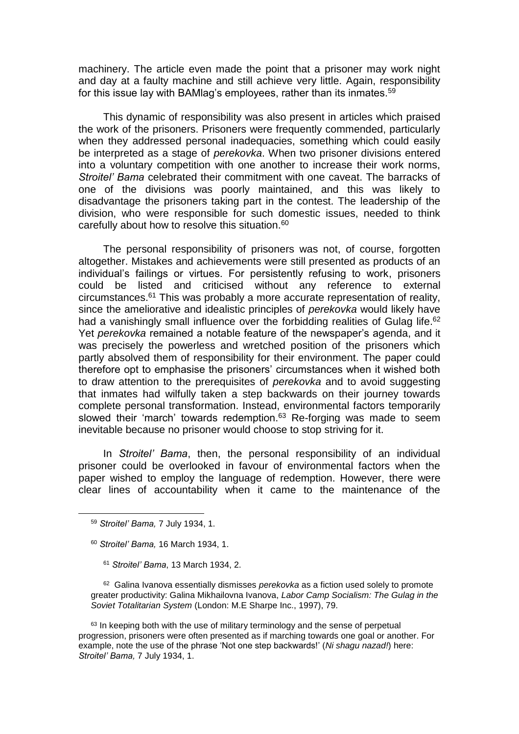machinery. The article even made the point that a prisoner may work night and day at a faulty machine and still achieve very little. Again, responsibility for this issue lay with BAMlag's employees, rather than its inmates.[59]

This dynamic of responsibility was also present in articles which praised the work of the prisoners. Prisoners were frequently commended, particularly when they addressed personal inadequacies, something which could easily be interpreted as a stage of *perekovka*. When two prisoner divisions entered into a voluntary competition with one another to increase their work norms, *Stroitel' Bama* celebrated their commitment with one caveat. The barracks of one of the divisions was poorly maintained, and this was likely to disadvantage the prisoners taking part in the contest. The leadership of the division, who were responsible for such domestic issues, needed to think carefully about how to resolve this situation.[60]

The personal responsibility of prisoners was not, of course, forgotten altogether. Mistakes and achievements were still presented as products of an individual's failings or virtues. For persistently refusing to work, prisoners could be listed and criticised without any reference to external circumstances.[61] This was probably a more accurate representation of reality, since the ameliorative and idealistic principles of *perekovka* would likely have had a vanishingly small influence over the forbidding realities of Gulag life.[62] Yet *perekovka* remained a notable feature of the newspaper's agenda, and it was precisely the powerless and wretched position of the prisoners which partly absolved them of responsibility for their environment. The paper could therefore opt to emphasise the prisoners' circumstances when it wished both to draw attention to the prerequisites of *perekovka* and to avoid suggesting that inmates had wilfully taken a step backwards on their journey towards complete personal transformation. Instead, environmental factors temporarily slowed their 'march' towards redemption.[63] Re-forging was made to seem inevitable because no prisoner would choose to stop striving for it.

In *Stroitel' Bama*, then, the personal responsibility of an individual prisoner could be overlooked in favour of environmental factors when the paper wished to employ the language of redemption. However, there were clear lines of accountability when it came to the maintenance of the

---

[59] *Stroitel' Bama,* 7 July 1934, 1.

[60] *Stroitel' Bama,* 16 March 1934, 1.

[61] *Stroitel' Bama*, 13 March 1934, 2.

[62] Galina Ivanova essentially dismisses *perekovka* as a fiction used solely to promote greater productivity: Galina Mikhailovna Ivanova, *Labor Camp Socialism: The Gulag in the Soviet Totalitarian System* (London: M.E Sharpe Inc., 1997), 79.

[63] In keeping both with the use of military terminology and the sense of perpetual progression, prisoners were often presented as if marching towards one goal or another. For example, note the use of the phrase 'Not one step backwards!' (*Ni shagu nazad!*) here: *Stroitel' Bama,* 7 July 1934, 1.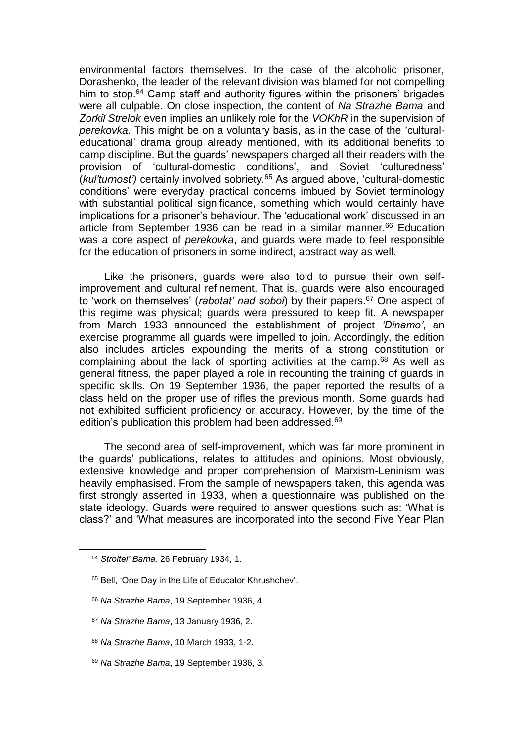environmental factors themselves. In the case of the alcoholic prisoner, Dorashenko, the leader of the relevant division was blamed for not compelling him to stop.[64] Camp staff and authority figures within the prisoners' brigades were all culpable. On close inspection, the content of *Na Strazhe Bama* and *Zorkiĭ Strelok* even implies an unlikely role for the *VOKhR* in the supervision of *perekovka*. This might be on a voluntary basis, as in the case of the 'cultural-educational' drama group already mentioned, with its additional benefits to camp discipline. But the guards' newspapers charged all their readers with the provision of 'cultural-domestic conditions', and Soviet 'culturedness' (*kul'turnost')* certainly involved sobriety.[65] As argued above, 'cultural-domestic conditions' were everyday practical concerns imbued by Soviet terminology with substantial political significance, something which would certainly have implications for a prisoner's behaviour. The 'educational work' discussed in an article from September 1936 can be read in a similar manner.[66] Education was a core aspect of *perekovka*, and guards were made to feel responsible for the education of prisoners in some indirect, abstract way as well.

Like the prisoners, guards were also told to pursue their own self-improvement and cultural refinement. That is, guards were also encouraged to 'work on themselves' (*rabotat' nad soboi*) by their papers.[67] One aspect of this regime was physical; guards were pressured to keep fit. A newspaper from March 1933 announced the establishment of project *'Dinamo'*, an exercise programme all guards were impelled to join. Accordingly, the edition also includes articles expounding the merits of a strong constitution or complaining about the lack of sporting activities at the camp.[68] As well as general fitness, the paper played a role in recounting the training of guards in specific skills. On 19 September 1936, the paper reported the results of a class held on the proper use of rifles the previous month. Some guards had not exhibited sufficient proficiency or accuracy. However, by the time of the edition's publication this problem had been addressed.[69]

The second area of self-improvement, which was far more prominent in the guards' publications, relates to attitudes and opinions. Most obviously, extensive knowledge and proper comprehension of Marxism-Leninism was heavily emphasised. From the sample of newspapers taken, this agenda was first strongly asserted in 1933, when a questionnaire was published on the state ideology. Guards were required to answer questions such as: 'What is class?' and 'What measures are incorporated into the second Five Year Plan

---

[64] *Stroitel' Bama,* 26 February 1934, 1.

[65] Bell, 'One Day in the Life of Educator Khrushchev'.

[66] *Na Strazhe Bama*, 19 September 1936, 4.

[67] *Na Strazhe Bama*, 13 January 1936, 2.

[68] *Na Strazhe Bama*, 10 March 1933, 1-2.

[69] *Na Strazhe Bama*, 19 September 1936, 3.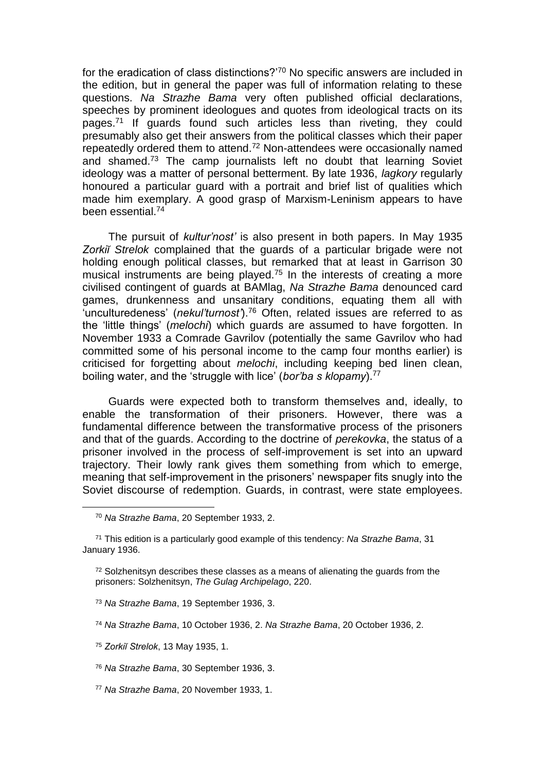for the eradication of class distinctions?'[70] No specific answers are included in the edition, but in general the paper was full of information relating to these questions. *Na Strazhe Bama* very often published official declarations, speeches by prominent ideologues and quotes from ideological tracts on its pages.[71] If guards found such articles less than riveting, they could presumably also get their answers from the political classes which their paper repeatedly ordered them to attend.[72] Non-attendees were occasionally named and shamed.[73] The camp journalists left no doubt that learning Soviet ideology was a matter of personal betterment. By late 1936, *lagkory* regularly honoured a particular guard with a portrait and brief list of qualities which made him exemplary. A good grasp of Marxism-Leninism appears to have been essential.[74]

The pursuit of *kultur'nost'* is also present in both papers. In May 1935 *Zorkiĭ Strelok* complained that the guards of a particular brigade were not holding enough political classes, but remarked that at least in Garrison 30 musical instruments are being played.[75] In the interests of creating a more civilised contingent of guards at BAMlag, *Na Strazhe Bama* denounced card games, drunkenness and unsanitary conditions, equating them all with 'unculturedeness' (*nekul'turnost'*).[76] Often, related issues are referred to as the 'little things' (*melochi*) which guards are assumed to have forgotten. In November 1933 a Comrade Gavrilov (potentially the same Gavrilov who had committed some of his personal income to the camp four months earlier) is criticised for forgetting about *melochi*, including keeping bed linen clean, boiling water, and the 'struggle with lice' (*bor'ba s klopamy*).[77]

Guards were expected both to transform themselves and, ideally, to enable the transformation of their prisoners. However, there was a fundamental difference between the transformative process of the prisoners and that of the guards. According to the doctrine of *perekovka*, the status of a prisoner involved in the process of self-improvement is set into an upward trajectory. Their lowly rank gives them something from which to emerge, meaning that self-improvement in the prisoners' newspaper fits snugly into the Soviet discourse of redemption. Guards, in contrast, were state employees.

[70] *Na Strazhe Bama*, 20 September 1933, 2.

[71] This edition is a particularly good example of this tendency: *Na Strazhe Bama*, 31 January 1936.

[72] Solzhenitsyn describes these classes as a means of alienating the guards from the prisoners: Solzhenitsyn, *The Gulag Archipelago*, 220.

[73] *Na Strazhe Bama*, 19 September 1936, 3.

[74] *Na Strazhe Bama*, 10 October 1936, 2. *Na Strazhe Bama*, 20 October 1936, 2.

[75] *Zorkiĭ Strelok*, 13 May 1935, 1.

[76] *Na Strazhe Bama*, 30 September 1936, 3.

[77] *Na Strazhe Bama*, 20 November 1933, 1.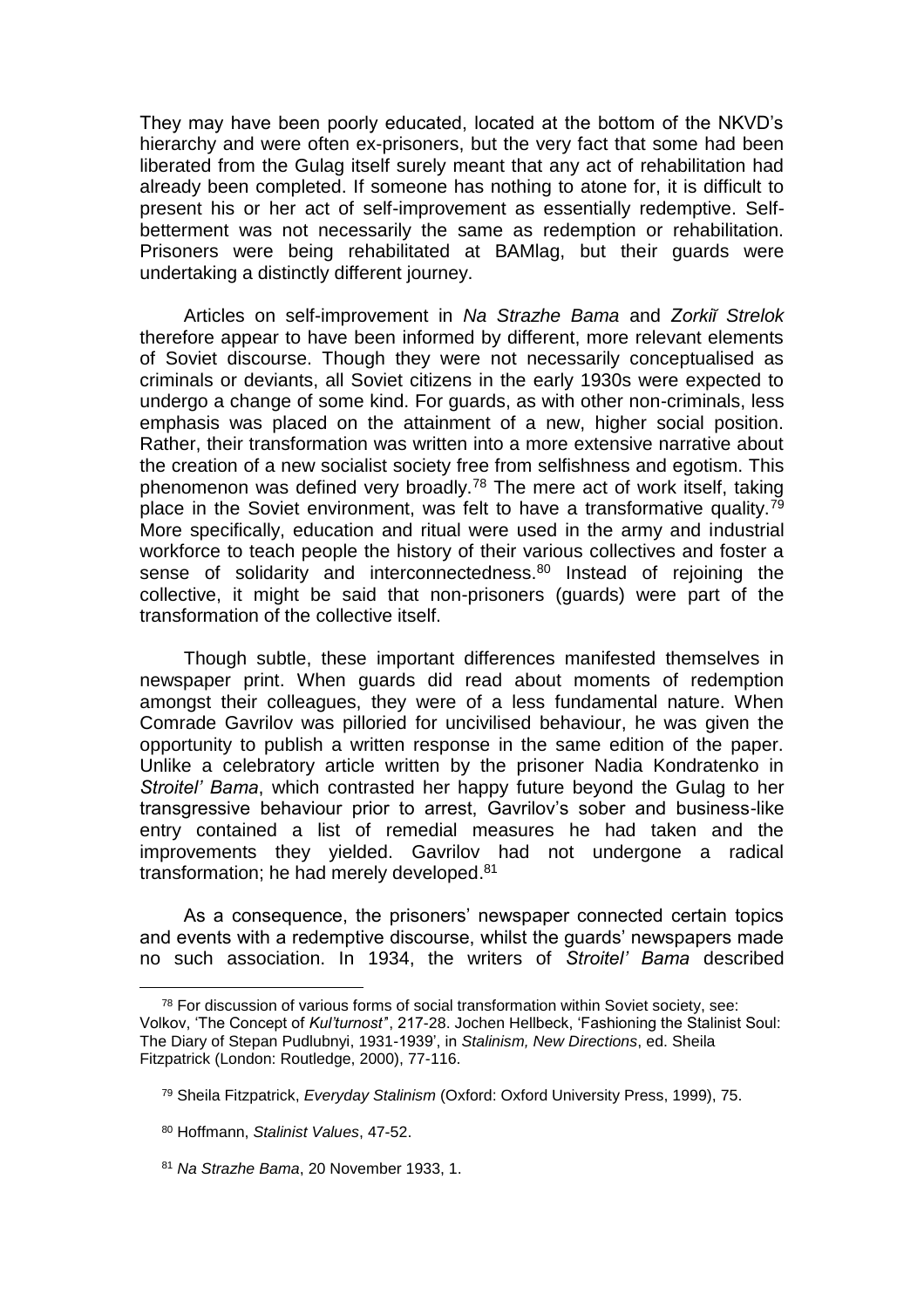They may have been poorly educated, located at the bottom of the NKVD's hierarchy and were often ex-prisoners, but the very fact that some had been liberated from the Gulag itself surely meant that any act of rehabilitation had already been completed. If someone has nothing to atone for, it is difficult to present his or her act of self-improvement as essentially redemptive. Self-betterment was not necessarily the same as redemption or rehabilitation. Prisoners were being rehabilitated at BAMlag, but their guards were undertaking a distinctly different journey.

Articles on self-improvement in *Na Strazhe Bama* and *Zorkiĭ Strelok* therefore appear to have been informed by different, more relevant elements of Soviet discourse. Though they were not necessarily conceptualised as criminals or deviants, all Soviet citizens in the early 1930s were expected to undergo a change of some kind. For guards, as with other non-criminals, less emphasis was placed on the attainment of a new, higher social position. Rather, their transformation was written into a more extensive narrative about the creation of a new socialist society free from selfishness and egotism. This phenomenon was defined very broadly.[78] The mere act of work itself, taking place in the Soviet environment, was felt to have a transformative quality.[79] More specifically, education and ritual were used in the army and industrial workforce to teach people the history of their various collectives and foster a sense of solidarity and interconnectedness.[80] Instead of rejoining the collective, it might be said that non-prisoners (guards) were part of the transformation of the collective itself.

Though subtle, these important differences manifested themselves in newspaper print. When guards did read about moments of redemption amongst their colleagues, they were of a less fundamental nature. When Comrade Gavrilov was pilloried for uncivilised behaviour, he was given the opportunity to publish a written response in the same edition of the paper. Unlike a celebratory article written by the prisoner Nadia Kondratenko in *Stroitel' Bama*, which contrasted her happy future beyond the Gulag to her transgressive behaviour prior to arrest, Gavrilov's sober and business-like entry contained a list of remedial measures he had taken and the improvements they yielded. Gavrilov had not undergone a radical transformation; he had merely developed.[81]

As a consequence, the prisoners' newspaper connected certain topics and events with a redemptive discourse, whilst the guards' newspapers made no such association. In 1934, the writers of *Stroitel' Bama* described

---

[78] For discussion of various forms of social transformation within Soviet society, see: Volkov, 'The Concept of *Kul'turnost'*', 217-28. Jochen Hellbeck, 'Fashioning the Stalinist Soul: The Diary of Stepan Pudlubnyi, 1931-1939', in *Stalinism, New Directions*, ed. Sheila Fitzpatrick (London: Routledge, 2000), 77-116.

[79] Sheila Fitzpatrick, *Everyday Stalinism* (Oxford: Oxford University Press, 1999), 75.

[80] Hoffmann, *Stalinist Values*, 47-52.

[81] *Na Strazhe Bama*, 20 November 1933, 1.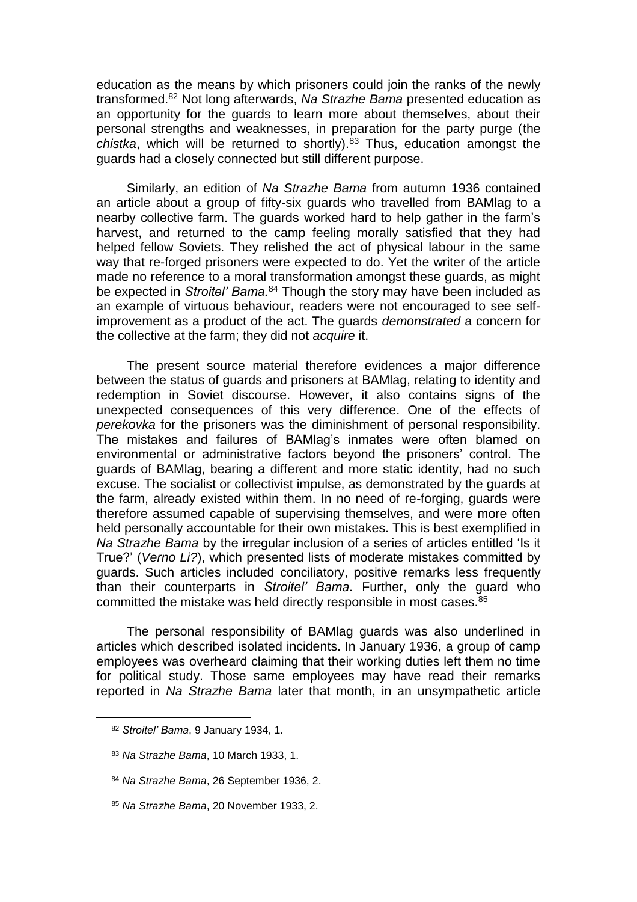education as the means by which prisoners could join the ranks of the newly transformed.[82] Not long afterwards, *Na Strazhe Bama* presented education as an opportunity for the guards to learn more about themselves, about their personal strengths and weaknesses, in preparation for the party purge (the *chistka*, which will be returned to shortly).[83] Thus, education amongst the guards had a closely connected but still different purpose.

Similarly, an edition of *Na Strazhe Bama* from autumn 1936 contained an article about a group of fifty-six guards who travelled from BAMlag to a nearby collective farm. The guards worked hard to help gather in the farm's harvest, and returned to the camp feeling morally satisfied that they had helped fellow Soviets. They relished the act of physical labour in the same way that re-forged prisoners were expected to do. Yet the writer of the article made no reference to a moral transformation amongst these guards, as might be expected in *Stroitel' Bama.*[84] Though the story may have been included as an example of virtuous behaviour, readers were not encouraged to see self-improvement as a product of the act. The guards *demonstrated* a concern for the collective at the farm; they did not *acquire* it.

The present source material therefore evidences a major difference between the status of guards and prisoners at BAMlag, relating to identity and redemption in Soviet discourse. However, it also contains signs of the unexpected consequences of this very difference. One of the effects of *perekovka* for the prisoners was the diminishment of personal responsibility. The mistakes and failures of BAMlag's inmates were often blamed on environmental or administrative factors beyond the prisoners' control. The guards of BAMlag, bearing a different and more static identity, had no such excuse. The socialist or collectivist impulse, as demonstrated by the guards at the farm, already existed within them. In no need of re-forging, guards were therefore assumed capable of supervising themselves, and were more often held personally accountable for their own mistakes. This is best exemplified in *Na Strazhe Bama* by the irregular inclusion of a series of articles entitled 'Is it True?' (*Verno Li?*), which presented lists of moderate mistakes committed by guards. Such articles included conciliatory, positive remarks less frequently than their counterparts in *Stroitel' Bama*. Further, only the guard who committed the mistake was held directly responsible in most cases.[85]

The personal responsibility of BAMlag guards was also underlined in articles which described isolated incidents. In January 1936, a group of camp employees was overheard claiming that their working duties left them no time for political study. Those same employees may have read their remarks reported in *Na Strazhe Bama* later that month, in an unsympathetic article

---

[82] *Stroitel' Bama*, 9 January 1934, 1.

[83] *Na Strazhe Bama*, 10 March 1933, 1.

[84] *Na Strazhe Bama*, 26 September 1936, 2.

[85] *Na Strazhe Bama*, 20 November 1933, 2.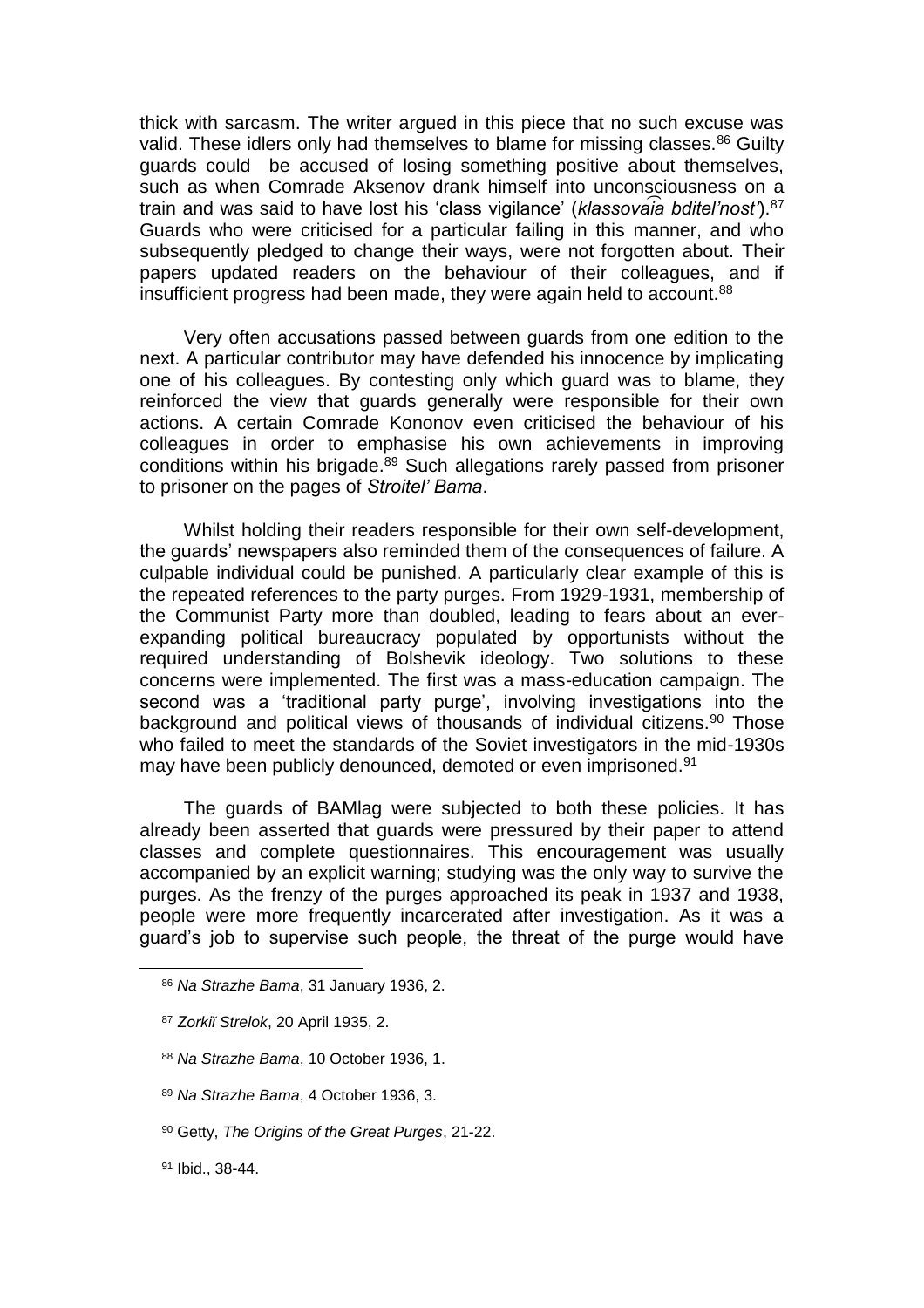thick with sarcasm. The writer argued in this piece that no such excuse was valid. These idlers only had themselves to blame for missing classes.[86] Guilty guards could be accused of losing something positive about themselves, such as when Comrade Aksenov drank himself into unconsciousness on a train and was said to have lost his 'class vigilance' (*klassovaia bditel'nost'*).[87] Guards who were criticised for a particular failing in this manner, and who subsequently pledged to change their ways, were not forgotten about. Their papers updated readers on the behaviour of their colleagues, and if insufficient progress had been made, they were again held to account.[88]

Very often accusations passed between guards from one edition to the next. A particular contributor may have defended his innocence by implicating one of his colleagues. By contesting only which guard was to blame, they reinforced the view that guards generally were responsible for their own actions. A certain Comrade Kononov even criticised the behaviour of his colleagues in order to emphasise his own achievements in improving conditions within his brigade.[89] Such allegations rarely passed from prisoner to prisoner on the pages of *Stroitel' Bama*.

Whilst holding their readers responsible for their own self-development, the guards' newspapers also reminded them of the consequences of failure. A culpable individual could be punished. A particularly clear example of this is the repeated references to the party purges. From 1929-1931, membership of the Communist Party more than doubled, leading to fears about an ever-expanding political bureaucracy populated by opportunists without the required understanding of Bolshevik ideology. Two solutions to these concerns were implemented. The first was a mass-education campaign. The second was a 'traditional party purge', involving investigations into the background and political views of thousands of individual citizens.[90] Those who failed to meet the standards of the Soviet investigators in the mid-1930s may have been publicly denounced, demoted or even imprisoned.[91]

The guards of BAMlag were subjected to both these policies. It has already been asserted that guards were pressured by their paper to attend classes and complete questionnaires. This encouragement was usually accompanied by an explicit warning; studying was the only way to survive the purges. As the frenzy of the purges approached its peak in 1937 and 1938, people were more frequently incarcerated after investigation. As it was a guard's job to supervise such people, the threat of the purge would have

---

[86] *Na Strazhe Bama*, 31 January 1936, 2.

[87] *Zorkiĭ Strelok*, 20 April 1935, 2.

[88] *Na Strazhe Bama*, 10 October 1936, 1.

[89] *Na Strazhe Bama*, 4 October 1936, 3.

[90] Getty, *The Origins of the Great Purges*, 21-22.

[91] Ibid., 38-44.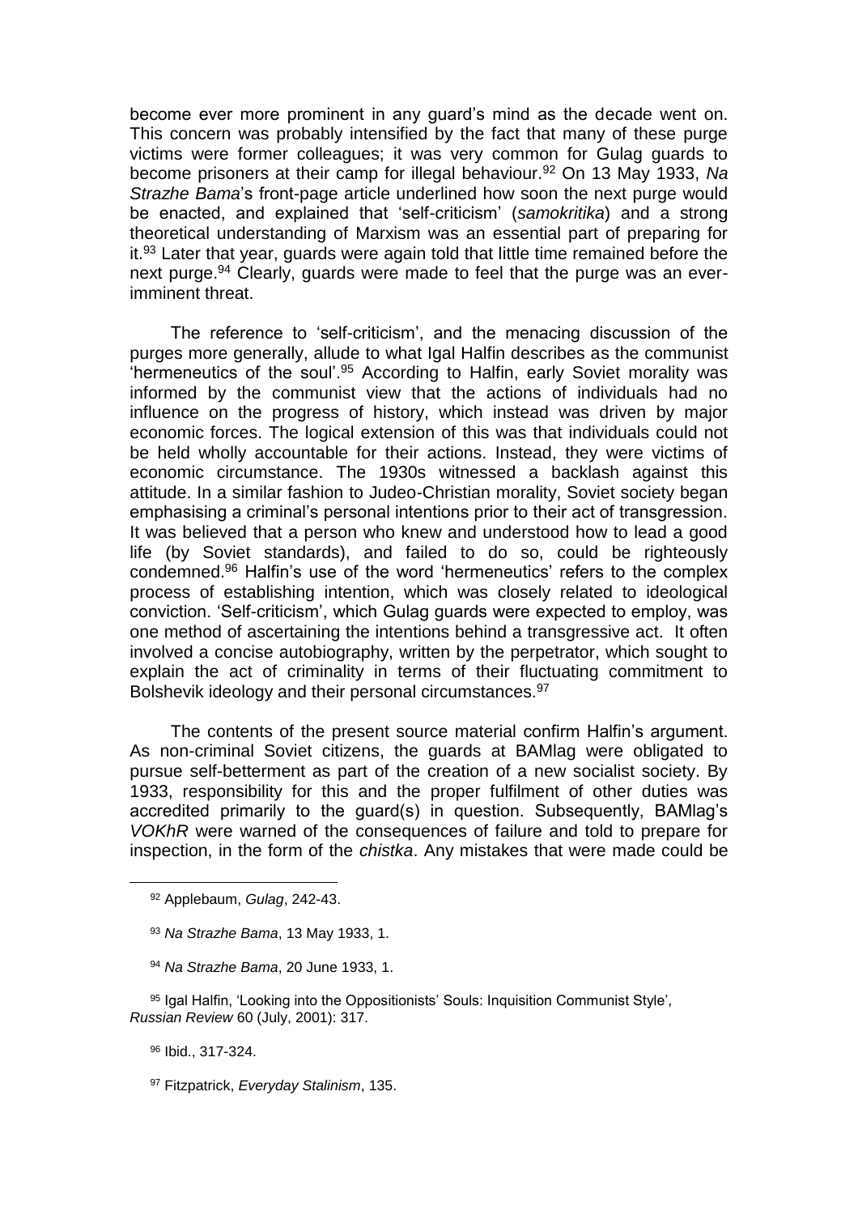become ever more prominent in any guard's mind as the decade went on. This concern was probably intensified by the fact that many of these purge victims were former colleagues; it was very common for Gulag guards to become prisoners at their camp for illegal behaviour.[92] On 13 May 1933, *Na Strazhe Bama*'s front-page article underlined how soon the next purge would be enacted, and explained that 'self-criticism' (*samokritika*) and a strong theoretical understanding of Marxism was an essential part of preparing for it.[93] Later that year, guards were again told that little time remained before the next purge.[94] Clearly, guards were made to feel that the purge was an ever-imminent threat.

The reference to 'self-criticism', and the menacing discussion of the purges more generally, allude to what Igal Halfin describes as the communist 'hermeneutics of the soul'.[95] According to Halfin, early Soviet morality was informed by the communist view that the actions of individuals had no influence on the progress of history, which instead was driven by major economic forces. The logical extension of this was that individuals could not be held wholly accountable for their actions. Instead, they were victims of economic circumstance. The 1930s witnessed a backlash against this attitude. In a similar fashion to Judeo-Christian morality, Soviet society began emphasising a criminal's personal intentions prior to their act of transgression. It was believed that a person who knew and understood how to lead a good life (by Soviet standards), and failed to do so, could be righteously condemned.[96] Halfin's use of the word 'hermeneutics' refers to the complex process of establishing intention, which was closely related to ideological conviction. 'Self-criticism', which Gulag guards were expected to employ, was one method of ascertaining the intentions behind a transgressive act. It often involved a concise autobiography, written by the perpetrator, which sought to explain the act of criminality in terms of their fluctuating commitment to Bolshevik ideology and their personal circumstances.[97]

The contents of the present source material confirm Halfin's argument. As non-criminal Soviet citizens, the guards at BAMlag were obligated to pursue self-betterment as part of the creation of a new socialist society. By 1933, responsibility for this and the proper fulfilment of other duties was accredited primarily to the guard(s) in question. Subsequently, BAMlag's *VOKhR* were warned of the consequences of failure and told to prepare for inspection, in the form of the *chistka*. Any mistakes that were made could be

---

[92] Applebaum, *Gulag*, 242-43.

[93] *Na Strazhe Bama*, 13 May 1933, 1.

[94] *Na Strazhe Bama*, 20 June 1933, 1.

[95] Igal Halfin, 'Looking into the Oppositionists' Souls: Inquisition Communist Style', *Russian Review* 60 (July, 2001): 317.

[96] Ibid., 317-324.

[97] Fitzpatrick, *Everyday Stalinism*, 135.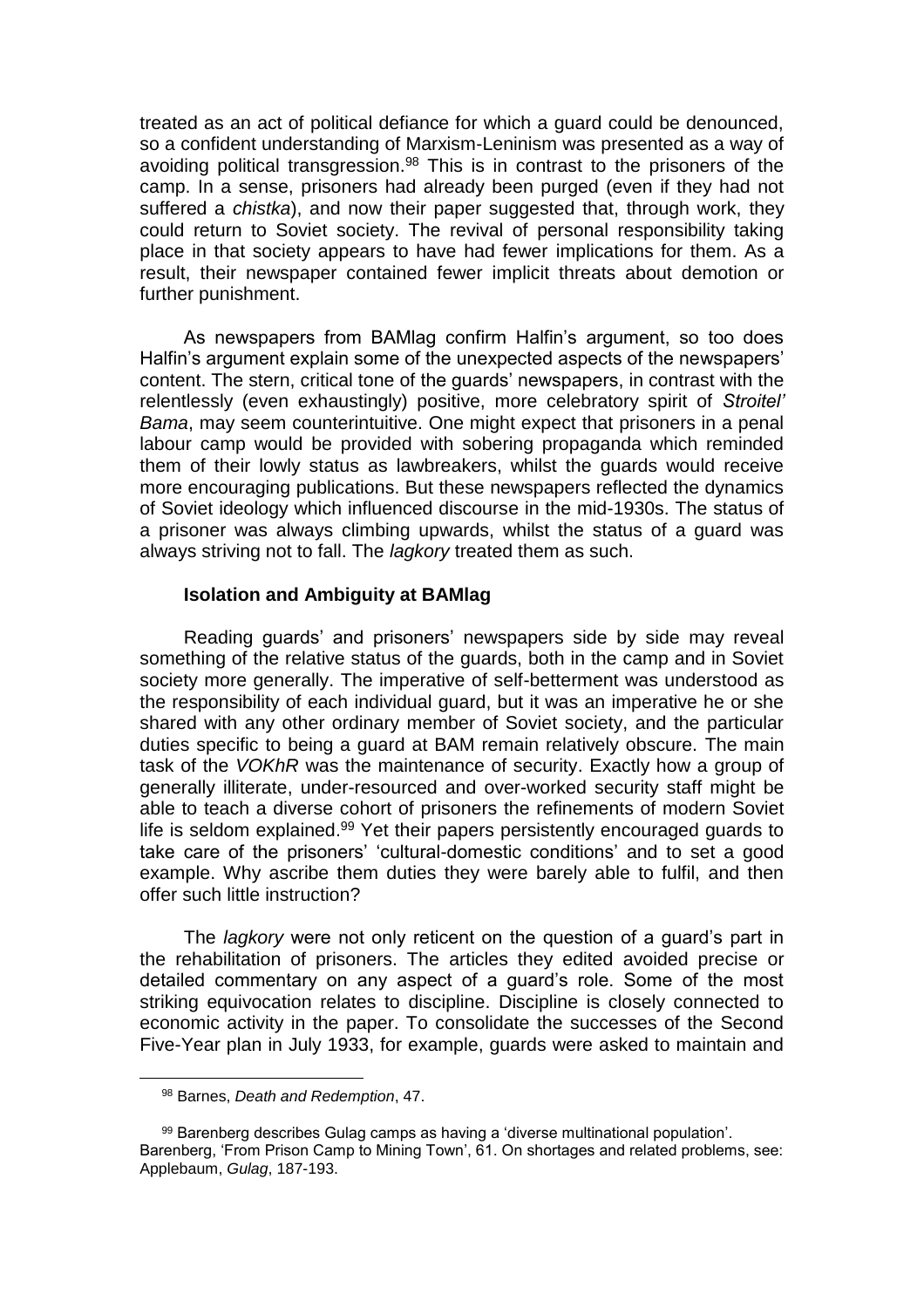treated as an act of political defiance for which a guard could be denounced, so a confident understanding of Marxism-Leninism was presented as a way of avoiding political transgression.[98] This is in contrast to the prisoners of the camp. In a sense, prisoners had already been purged (even if they had not suffered a *chistka*), and now their paper suggested that, through work, they could return to Soviet society. The revival of personal responsibility taking place in that society appears to have had fewer implications for them. As a result, their newspaper contained fewer implicit threats about demotion or further punishment.

As newspapers from BAMlag confirm Halfin's argument, so too does Halfin's argument explain some of the unexpected aspects of the newspapers' content. The stern, critical tone of the guards' newspapers, in contrast with the relentlessly (even exhaustingly) positive, more celebratory spirit of *Stroitel' Bama*, may seem counterintuitive. One might expect that prisoners in a penal labour camp would be provided with sobering propaganda which reminded them of their lowly status as lawbreakers, whilst the guards would receive more encouraging publications. But these newspapers reflected the dynamics of Soviet ideology which influenced discourse in the mid-1930s. The status of a prisoner was always climbing upwards, whilst the status of a guard was always striving not to fall. The *lagkory* treated them as such.

### Isolation and Ambiguity at BAMlag

Reading guards' and prisoners' newspapers side by side may reveal something of the relative status of the guards, both in the camp and in Soviet society more generally. The imperative of self-betterment was understood as the responsibility of each individual guard, but it was an imperative he or she shared with any other ordinary member of Soviet society, and the particular duties specific to being a guard at BAM remain relatively obscure. The main task of the *VOKhR* was the maintenance of security. Exactly how a group of generally illiterate, under-resourced and over-worked security staff might be able to teach a diverse cohort of prisoners the refinements of modern Soviet life is seldom explained.[99] Yet their papers persistently encouraged guards to take care of the prisoners' 'cultural-domestic conditions' and to set a good example. Why ascribe them duties they were barely able to fulfil, and then offer such little instruction?

The *lagkory* were not only reticent on the question of a guard's part in the rehabilitation of prisoners. The articles they edited avoided precise or detailed commentary on any aspect of a guard's role. Some of the most striking equivocation relates to discipline. Discipline is closely connected to economic activity in the paper. To consolidate the successes of the Second Five-Year plan in July 1933, for example, guards were asked to maintain and

[98] Barnes, *Death and Redemption*, 47.

[99] Barenberg describes Gulag camps as having a 'diverse multinational population'. Barenberg, 'From Prison Camp to Mining Town', 61. On shortages and related problems, see: Applebaum, *Gulag*, 187-193.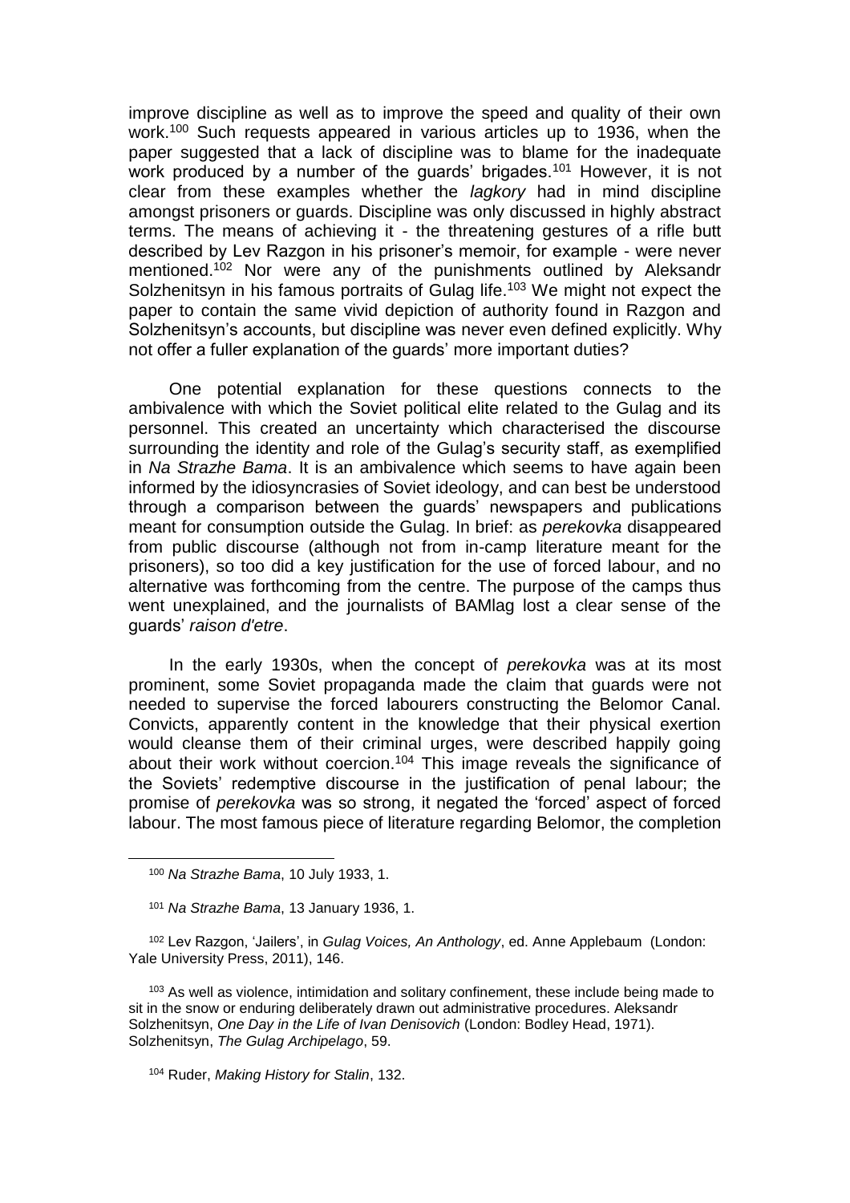improve discipline as well as to improve the speed and quality of their own work.[100] Such requests appeared in various articles up to 1936, when the paper suggested that a lack of discipline was to blame for the inadequate work produced by a number of the guards' brigades.[101] However, it is not clear from these examples whether the *lagkory* had in mind discipline amongst prisoners or guards. Discipline was only discussed in highly abstract terms. The means of achieving it - the threatening gestures of a rifle butt described by Lev Razgon in his prisoner's memoir, for example - were never mentioned.[102] Nor were any of the punishments outlined by Aleksandr Solzhenitsyn in his famous portraits of Gulag life.[103] We might not expect the paper to contain the same vivid depiction of authority found in Razgon and Solzhenitsyn's accounts, but discipline was never even defined explicitly. Why not offer a fuller explanation of the guards' more important duties?

One potential explanation for these questions connects to the ambivalence with which the Soviet political elite related to the Gulag and its personnel. This created an uncertainty which characterised the discourse surrounding the identity and role of the Gulag's security staff, as exemplified in *Na Strazhe Bama*. It is an ambivalence which seems to have again been informed by the idiosyncrasies of Soviet ideology, and can best be understood through a comparison between the guards' newspapers and publications meant for consumption outside the Gulag. In brief: as *perekovka* disappeared from public discourse (although not from in-camp literature meant for the prisoners), so too did a key justification for the use of forced labour, and no alternative was forthcoming from the centre. The purpose of the camps thus went unexplained, and the journalists of BAMlag lost a clear sense of the guards' *raison d'etre*.

In the early 1930s, when the concept of *perekovka* was at its most prominent, some Soviet propaganda made the claim that guards were not needed to supervise the forced labourers constructing the Belomor Canal. Convicts, apparently content in the knowledge that their physical exertion would cleanse them of their criminal urges, were described happily going about their work without coercion.[104] This image reveals the significance of the Soviets' redemptive discourse in the justification of penal labour; the promise of *perekovka* was so strong, it negated the 'forced' aspect of forced labour. The most famous piece of literature regarding Belomor, the completion

---

[100] *Na Strazhe Bama*, 10 July 1933, 1.

[101] *Na Strazhe Bama*, 13 January 1936, 1.

[102] Lev Razgon, 'Jailers', in *Gulag Voices, An Anthology*, ed. Anne Applebaum (London: Yale University Press, 2011), 146.

[103] As well as violence, intimidation and solitary confinement, these include being made to sit in the snow or enduring deliberately drawn out administrative procedures. Aleksandr Solzhenitsyn, *One Day in the Life of Ivan Denisovich* (London: Bodley Head, 1971). Solzhenitsyn, *The Gulag Archipelago*, 59.

[104] Ruder, *Making History for Stalin*, 132.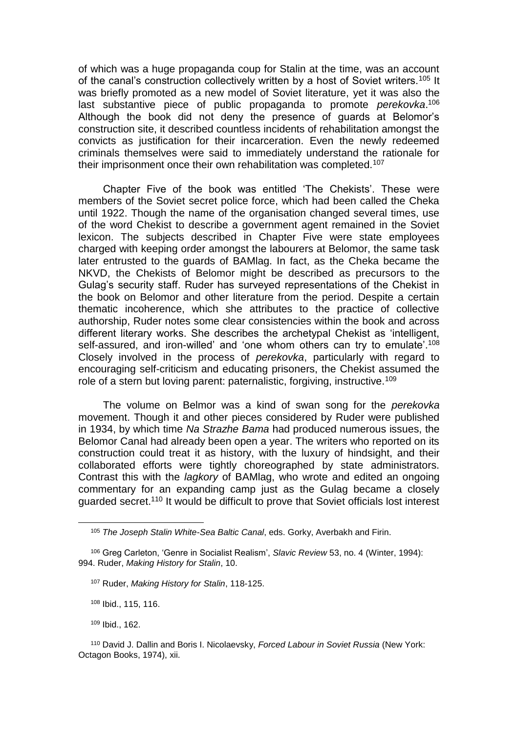of which was a huge propaganda coup for Stalin at the time, was an account of the canal's construction collectively written by a host of Soviet writers.[105] It was briefly promoted as a new model of Soviet literature, yet it was also the last substantive piece of public propaganda to promote *perekovka*.[106] Although the book did not deny the presence of guards at Belomor's construction site, it described countless incidents of rehabilitation amongst the convicts as justification for their incarceration. Even the newly redeemed criminals themselves were said to immediately understand the rationale for their imprisonment once their own rehabilitation was completed.[107]

Chapter Five of the book was entitled 'The Chekists'. These were members of the Soviet secret police force, which had been called the Cheka until 1922. Though the name of the organisation changed several times, use of the word Chekist to describe a government agent remained in the Soviet lexicon. The subjects described in Chapter Five were state employees charged with keeping order amongst the labourers at Belomor, the same task later entrusted to the guards of BAMlag. In fact, as the Cheka became the NKVD, the Chekists of Belomor might be described as precursors to the Gulag's security staff. Ruder has surveyed representations of the Chekist in the book on Belomor and other literature from the period. Despite a certain thematic incoherence, which she attributes to the practice of collective authorship, Ruder notes some clear consistencies within the book and across different literary works. She describes the archetypal Chekist as 'intelligent, self-assured, and iron-willed' and 'one whom others can try to emulate'.[108] Closely involved in the process of *perekovka*, particularly with regard to encouraging self-criticism and educating prisoners, the Chekist assumed the role of a stern but loving parent: paternalistic, forgiving, instructive.[109]

The volume on Belmor was a kind of swan song for the *perekovka* movement. Though it and other pieces considered by Ruder were published in 1934, by which time *Na Strazhe Bama* had produced numerous issues, the Belomor Canal had already been open a year. The writers who reported on its construction could treat it as history, with the luxury of hindsight, and their collaborated efforts were tightly choreographed by state administrators. Contrast this with the *lagkory* of BAMlag, who wrote and edited an ongoing commentary for an expanding camp just as the Gulag became a closely guarded secret.[110] It would be difficult to prove that Soviet officials lost interest

---

[105] *The Joseph Stalin White-Sea Baltic Canal*, eds. Gorky, Averbakh and Firin.

[106] Greg Carleton, 'Genre in Socialist Realism', *Slavic Review* 53, no. 4 (Winter, 1994): 994. Ruder, *Making History for Stalin*, 10.

[107] Ruder, *Making History for Stalin*, 118-125.

[108] Ibid., 115, 116.

[109] Ibid., 162.

[110] David J. Dallin and Boris I. Nicolaevsky, *Forced Labour in Soviet Russia* (New York: Octagon Books, 1974), xii.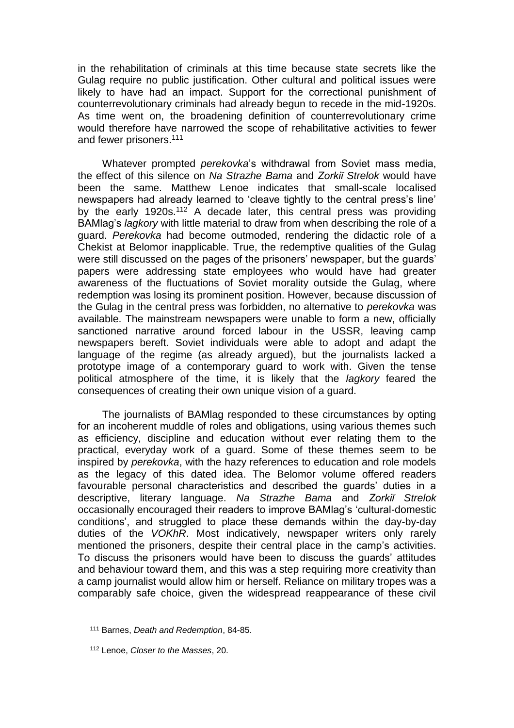in the rehabilitation of criminals at this time because state secrets like the Gulag require no public justification. Other cultural and political issues were likely to have had an impact. Support for the correctional punishment of counterrevolutionary criminals had already begun to recede in the mid-1920s. As time went on, the broadening definition of counterrevolutionary crime would therefore have narrowed the scope of rehabilitative activities to fewer and fewer prisoners.[111]

Whatever prompted *perekovka*'s withdrawal from Soviet mass media, the effect of this silence on *Na Strazhe Bama* and *Zorkiĭ Strelok* would have been the same. Matthew Lenoe indicates that small-scale localised newspapers had already learned to 'cleave tightly to the central press's line' by the early 1920s.[112] A decade later, this central press was providing BAMlag's *lagkory* with little material to draw from when describing the role of a guard. *Perekovka* had become outmoded, rendering the didactic role of a Chekist at Belomor inapplicable. True, the redemptive qualities of the Gulag were still discussed on the pages of the prisoners' newspaper, but the guards' papers were addressing state employees who would have had greater awareness of the fluctuations of Soviet morality outside the Gulag, where redemption was losing its prominent position. However, because discussion of the Gulag in the central press was forbidden, no alternative to *perekovka* was available. The mainstream newspapers were unable to form a new, officially sanctioned narrative around forced labour in the USSR, leaving camp newspapers bereft. Soviet individuals were able to adopt and adapt the language of the regime (as already argued), but the journalists lacked a prototype image of a contemporary guard to work with. Given the tense political atmosphere of the time, it is likely that the *lagkory* feared the consequences of creating their own unique vision of a guard.

The journalists of BAMlag responded to these circumstances by opting for an incoherent muddle of roles and obligations, using various themes such as efficiency, discipline and education without ever relating them to the practical, everyday work of a guard. Some of these themes seem to be inspired by *perekovka*, with the hazy references to education and role models as the legacy of this dated idea. The Belomor volume offered readers favourable personal characteristics and described the guards' duties in a descriptive, literary language. *Na Strazhe Bama* and *Zorkiĭ Strelok* occasionally encouraged their readers to improve BAMlag's 'cultural-domestic conditions', and struggled to place these demands within the day-by-day duties of the *VOKhR*. Most indicatively, newspaper writers only rarely mentioned the prisoners, despite their central place in the camp's activities. To discuss the prisoners would have been to discuss the guards' attitudes and behaviour toward them, and this was a step requiring more creativity than a camp journalist would allow him or herself. Reliance on military tropes was a comparably safe choice, given the widespread reappearance of these civil

[111] Barnes, *Death and Redemption*, 84-85.

[112] Lenoe, *Closer to the Masses*, 20.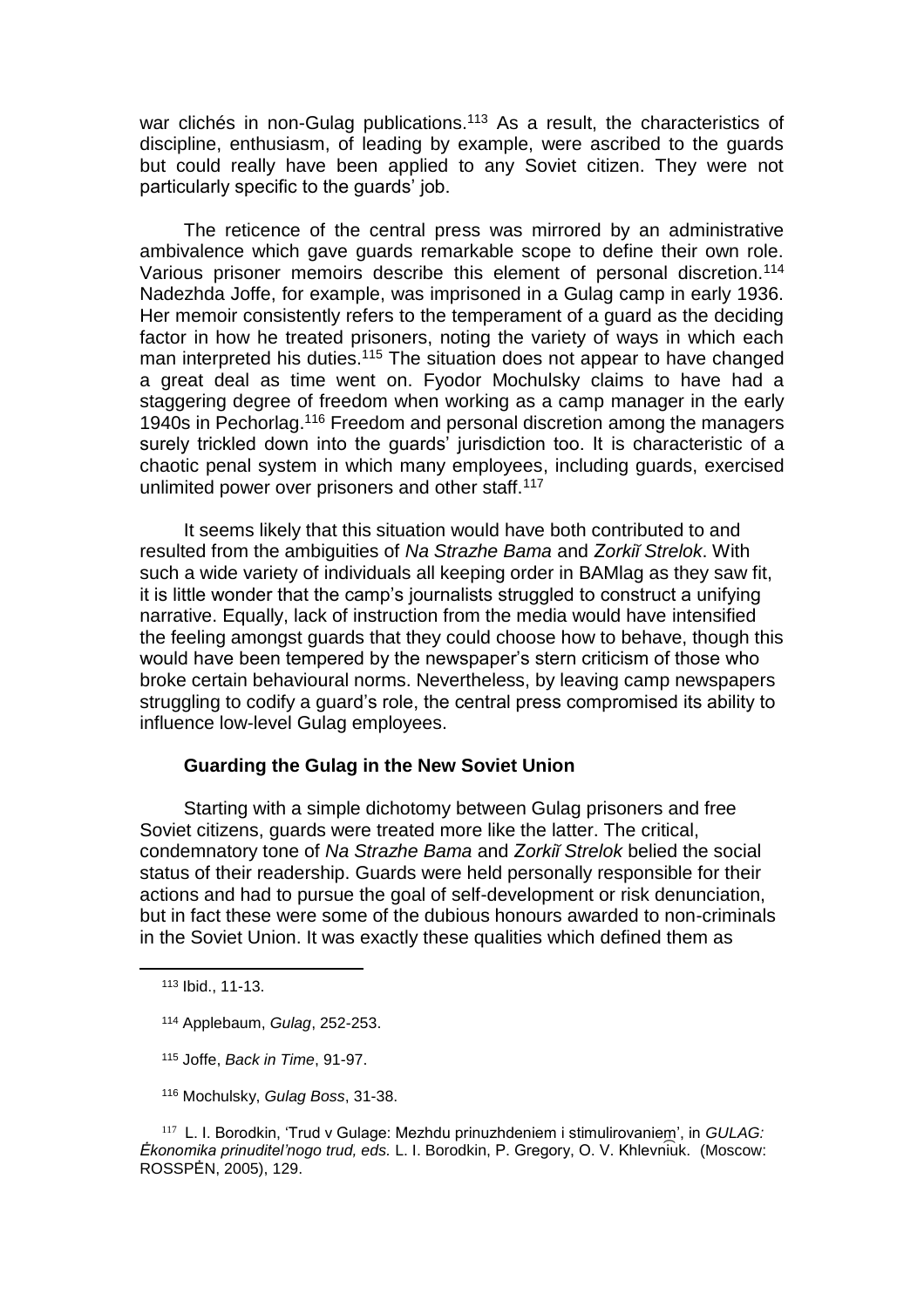war clichés in non-Gulag publications.[113] As a result, the characteristics of discipline, enthusiasm, of leading by example, were ascribed to the guards but could really have been applied to any Soviet citizen. They were not particularly specific to the guards' job.

The reticence of the central press was mirrored by an administrative ambivalence which gave guards remarkable scope to define their own role. Various prisoner memoirs describe this element of personal discretion.[114] Nadezhda Joffe, for example, was imprisoned in a Gulag camp in early 1936. Her memoir consistently refers to the temperament of a guard as the deciding factor in how he treated prisoners, noting the variety of ways in which each man interpreted his duties.[115] The situation does not appear to have changed a great deal as time went on. Fyodor Mochulsky claims to have had a staggering degree of freedom when working as a camp manager in the early 1940s in Pechorlag.[116] Freedom and personal discretion among the managers surely trickled down into the guards' jurisdiction too. It is characteristic of a chaotic penal system in which many employees, including guards, exercised unlimited power over prisoners and other staff.[117]

It seems likely that this situation would have both contributed to and resulted from the ambiguities of *Na Strazhe Bama* and *Zorkiĭ Strelok*. With such a wide variety of individuals all keeping order in BAMlag as they saw fit, it is little wonder that the camp's journalists struggled to construct a unifying narrative. Equally, lack of instruction from the media would have intensified the feeling amongst guards that they could choose how to behave, though this would have been tempered by the newspaper's stern criticism of those who broke certain behavioural norms. Nevertheless, by leaving camp newspapers struggling to codify a guard's role, the central press compromised its ability to influence low-level Gulag employees.

### Guarding the Gulag in the New Soviet Union

Starting with a simple dichotomy between Gulag prisoners and free Soviet citizens, guards were treated more like the latter. The critical, condemnatory tone of *Na Strazhe Bama* and *Zorkiĭ Strelok* belied the social status of their readership. Guards were held personally responsible for their actions and had to pursue the goal of self-development or risk denunciation, but in fact these were some of the dubious honours awarded to non-criminals in the Soviet Union. It was exactly these qualities which defined them as

---

[113] Ibid., 11-13.

[114] Applebaum, *Gulag*, 252-253.

[115] Joffe, *Back in Time*, 91-97.

[116] Mochulsky, *Gulag Boss*, 31-38.

[117] L. I. Borodkin, 'Trud v Gulage: Mezhdu prinuzhdeniem i stimulirovaniem', in *GULAG: Ėkonomika prinuditel'nogo trud, eds.* L. I. Borodkin, P. Gregory, O. V. Khlevni͡uk. (Moscow: ROSSPĖN, 2005), 129.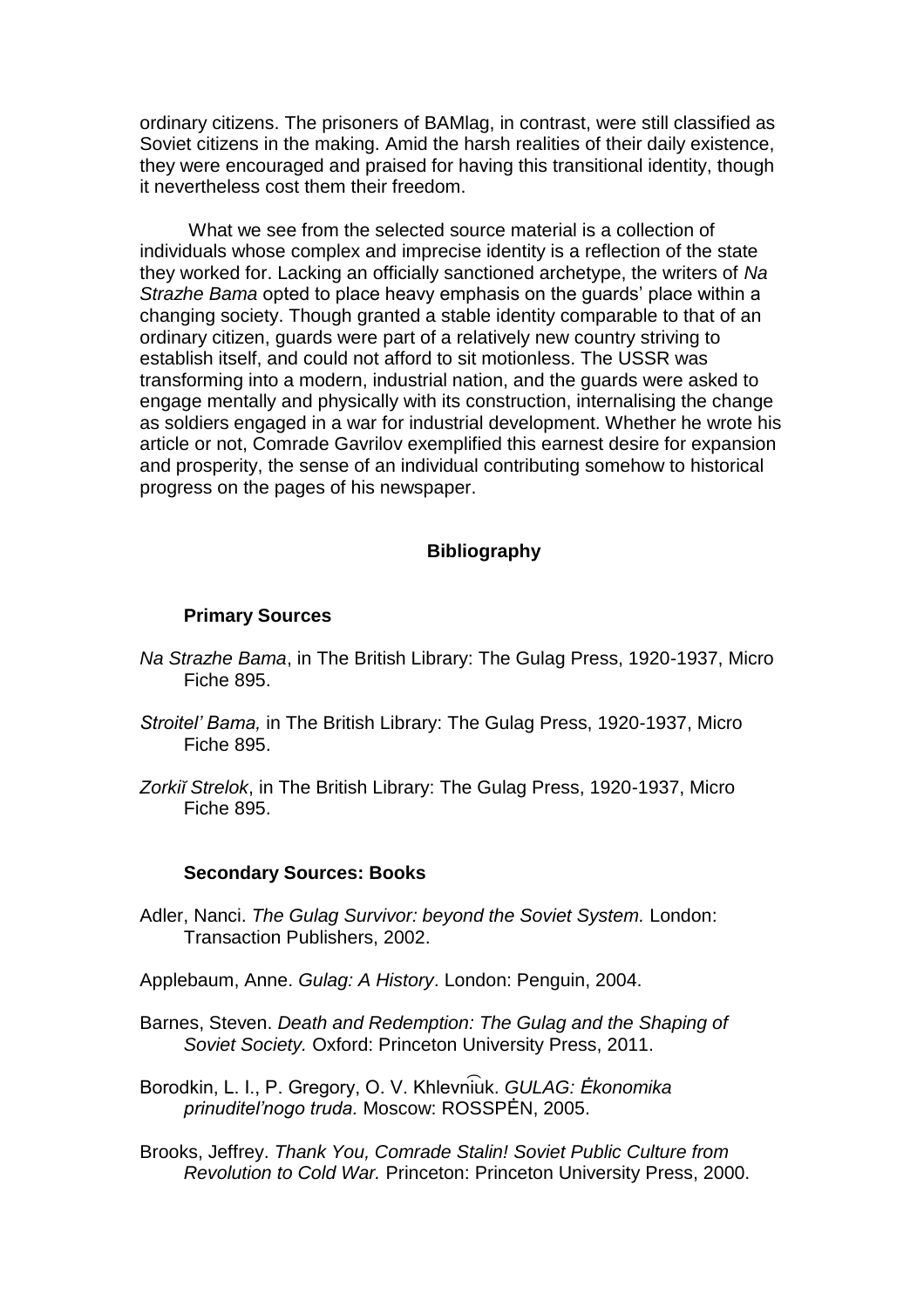ordinary citizens. The prisoners of BAMlag, in contrast, were still classified as Soviet citizens in the making. Amid the harsh realities of their daily existence, they were encouraged and praised for having this transitional identity, though it nevertheless cost them their freedom.

What we see from the selected source material is a collection of individuals whose complex and imprecise identity is a reflection of the state they worked for. Lacking an officially sanctioned archetype, the writers of *Na Strazhe Bama* opted to place heavy emphasis on the guards' place within a changing society. Though granted a stable identity comparable to that of an ordinary citizen, guards were part of a relatively new country striving to establish itself, and could not afford to sit motionless. The USSR was transforming into a modern, industrial nation, and the guards were asked to engage mentally and physically with its construction, internalising the change as soldiers engaged in a war for industrial development. Whether he wrote his article or not, Comrade Gavrilov exemplified this earnest desire for expansion and prosperity, the sense of an individual contributing somehow to historical progress on the pages of his newspaper.

## Bibliography

### Primary Sources

*Na Strazhe Bama*, in The British Library: The Gulag Press, 1920-1937, Micro Fiche 895.

*Stroitel' Bama,* in The British Library: The Gulag Press, 1920-1937, Micro Fiche 895.

*Zorkiĭ Strelok*, in The British Library: The Gulag Press, 1920-1937, Micro Fiche 895.

### Secondary Sources: Books

Adler, Nanci. *The Gulag Survivor: beyond the Soviet System.* London: Transaction Publishers, 2002.

Applebaum, Anne. *Gulag: A History*. London: Penguin, 2004.

Barnes, Steven. *Death and Redemption: The Gulag and the Shaping of Soviet Society.* Oxford: Princeton University Press, 2011.

Borodkin, L. I., P. Gregory, O. V. Khlevni͡uk. *GULAG: Ėkonomika prinuditel'nogo truda.* Moscow: ROSSPĖN, 2005.

Brooks, Jeffrey. *Thank You, Comrade Stalin! Soviet Public Culture from Revolution to Cold War.* Princeton: Princeton University Press, 2000.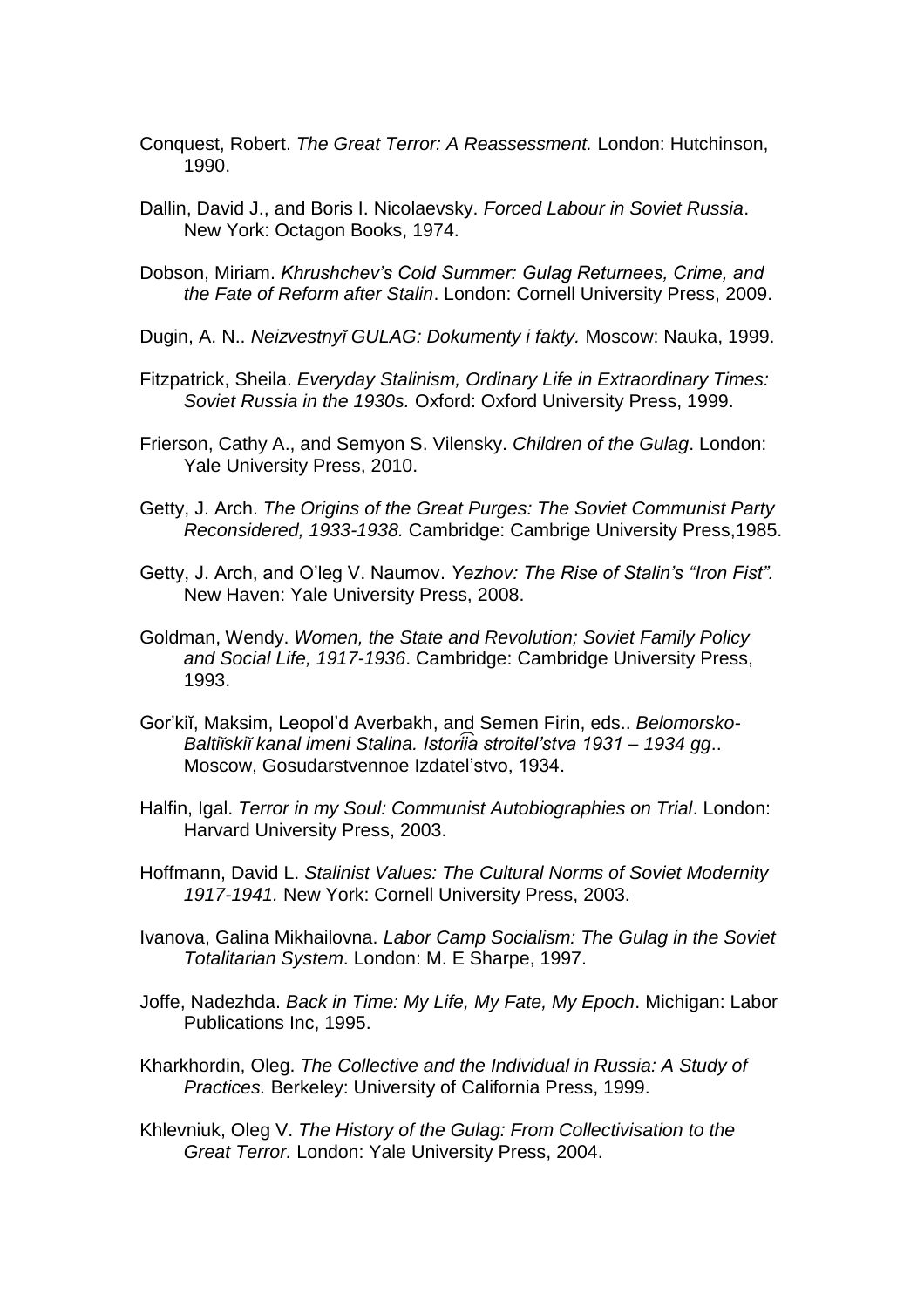Conquest, Robert. *The Great Terror: A Reassessment.* London: Hutchinson, 1990.

Dallin, David J., and Boris I. Nicolaevsky. *Forced Labour in Soviet Russia*. New York: Octagon Books, 1974.

Dobson, Miriam. *Khrushchev's Cold Summer: Gulag Returnees, Crime, and the Fate of Reform after Stalin*. London: Cornell University Press, 2009.

Dugin, A. N.. *Neizvestnyĭ GULAG: Dokumenty i fakty.* Moscow: Nauka, 1999.

Fitzpatrick, Sheila. *Everyday Stalinism, Ordinary Life in Extraordinary Times: Soviet Russia in the 1930s.* Oxford: Oxford University Press, 1999.

Frierson, Cathy A., and Semyon S. Vilensky. *Children of the Gulag*. London: Yale University Press, 2010.

Getty, J. Arch. *The Origins of the Great Purges: The Soviet Communist Party Reconsidered, 1933-1938.* Cambridge: Cambrige University Press,1985.

Getty, J. Arch, and O'leg V. Naumov. *Yezhov: The Rise of Stalin's "Iron Fist".* New Haven: Yale University Press, 2008.

Goldman, Wendy. *Women, the State and Revolution; Soviet Family Policy and Social Life, 1917-1936*. Cambridge: Cambridge University Press, 1993.

Gor'kiĭ, Maksim, Leopol'd Averbakh, and Semen Firin, eds.. *Belomorsko-Baltiĭskiĭ kanal imeni Stalina. Istorii͡a stroitel'stva 1931 – 1934 gg*.. Moscow, Gosudarstvennoe Izdatel'stvo, 1934.

Halfin, Igal. *Terror in my Soul: Communist Autobiographies on Trial*. London: Harvard University Press, 2003.

Hoffmann, David L. *Stalinist Values: The Cultural Norms of Soviet Modernity 1917-1941.* New York: Cornell University Press, 2003.

Ivanova, Galina Mikhailovna. *Labor Camp Socialism: The Gulag in the Soviet Totalitarian System*. London: M. E Sharpe, 1997.

Joffe, Nadezhda. *Back in Time: My Life, My Fate, My Epoch*. Michigan: Labor Publications Inc, 1995.

Kharkhordin, Oleg. *The Collective and the Individual in Russia: A Study of Practices.* Berkeley: University of California Press, 1999.

Khlevniuk, Oleg V. *The History of the Gulag: From Collectivisation to the Great Terror.* London: Yale University Press, 2004.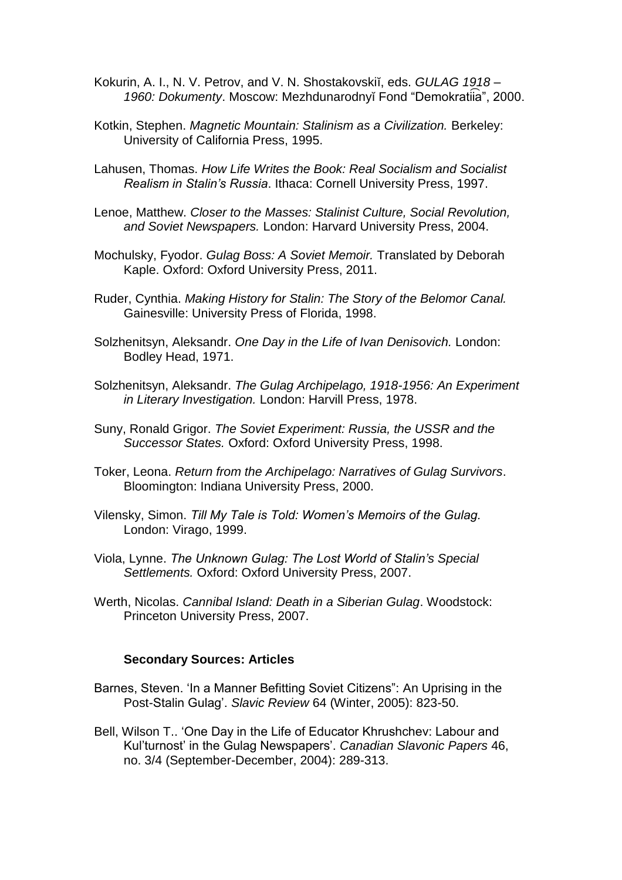Kokurin, A. I., N. V. Petrov, and V. N. Shostakovskiĭ, eds. *GULAG 1918 – 1960: Dokumenty*. Moscow: Mezhdunarodnyĭ Fond "Demokratii͡a", 2000.

Kotkin, Stephen. *Magnetic Mountain: Stalinism as a Civilization.* Berkeley: University of California Press, 1995.

Lahusen, Thomas. *How Life Writes the Book: Real Socialism and Socialist Realism in Stalin's Russia*. Ithaca: Cornell University Press, 1997.

Lenoe, Matthew. *Closer to the Masses: Stalinist Culture, Social Revolution, and Soviet Newspapers.* London: Harvard University Press, 2004.

Mochulsky, Fyodor. *Gulag Boss: A Soviet Memoir.* Translated by Deborah Kaple. Oxford: Oxford University Press, 2011.

Ruder, Cynthia. *Making History for Stalin: The Story of the Belomor Canal.* Gainesville: University Press of Florida, 1998.

Solzhenitsyn, Aleksandr. *One Day in the Life of Ivan Denisovich.* London: Bodley Head, 1971.

Solzhenitsyn, Aleksandr. *The Gulag Archipelago, 1918-1956: An Experiment in Literary Investigation.* London: Harvill Press, 1978.

Suny, Ronald Grigor. *The Soviet Experiment: Russia, the USSR and the Successor States.* Oxford: Oxford University Press, 1998.

Toker, Leona. *Return from the Archipelago: Narratives of Gulag Survivors*. Bloomington: Indiana University Press, 2000.

Vilensky, Simon. *Till My Tale is Told: Women's Memoirs of the Gulag.* London: Virago, 1999.

Viola, Lynne. *The Unknown Gulag: The Lost World of Stalin's Special Settlements.* Oxford: Oxford University Press, 2007.

Werth, Nicolas. *Cannibal Island: Death in a Siberian Gulag*. Woodstock: Princeton University Press, 2007.

### Secondary Sources: Articles

Barnes, Steven. 'In a Manner Befitting Soviet Citizens": An Uprising in the Post-Stalin Gulag'. *Slavic Review* 64 (Winter, 2005): 823-50.

Bell, Wilson T.. 'One Day in the Life of Educator Khrushchev: Labour and Kul'turnost' in the Gulag Newspapers'. *Canadian Slavonic Papers* 46, no. 3/4 (September-December, 2004): 289-313.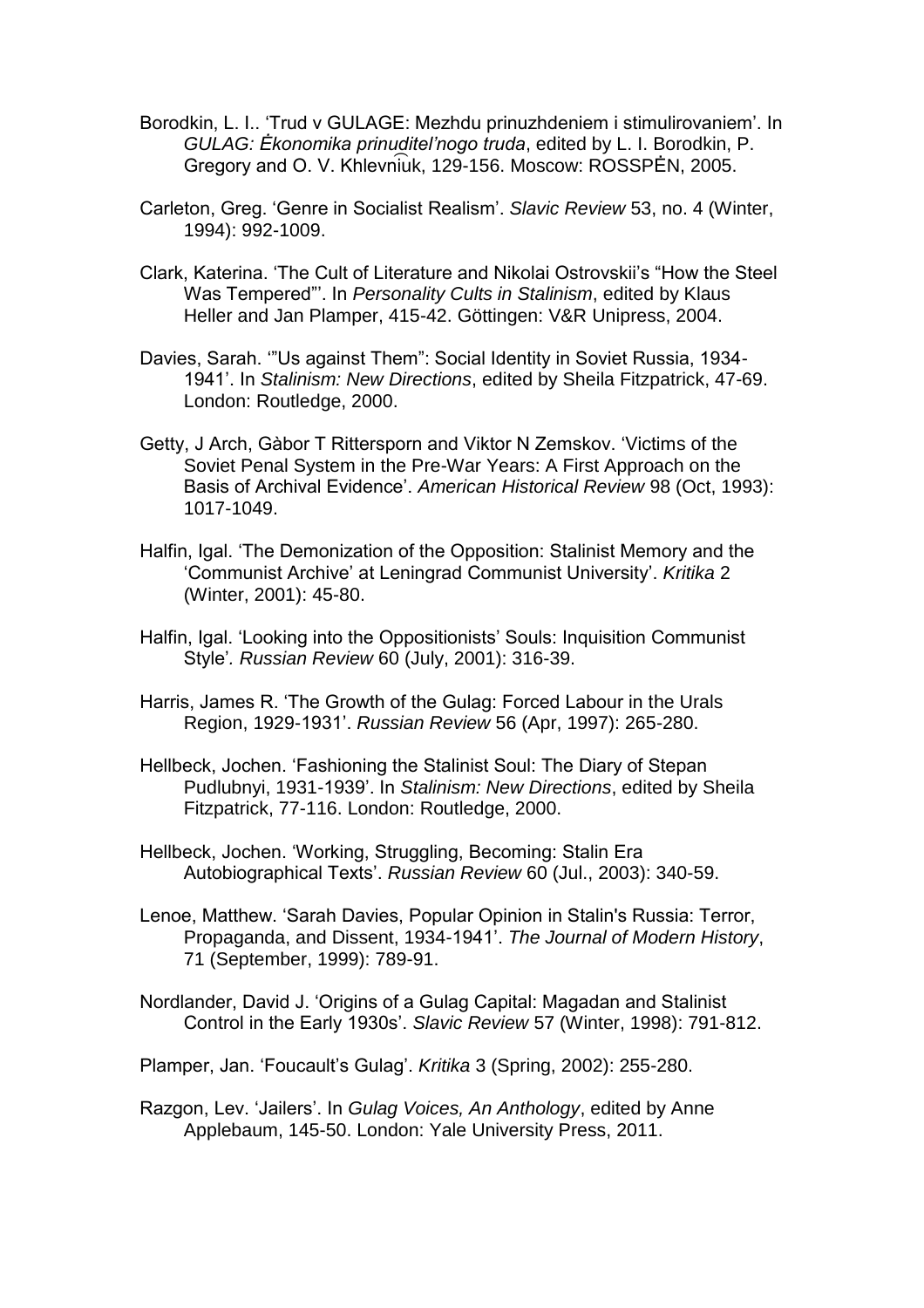Borodkin, L. I.. 'Trud v GULAGE: Mezhdu prinuzhdeniem i stimulirovaniem'. In *GULAG: Ėkonomika prinuditel'nogo truda*, edited by L. I. Borodkin, P. Gregory and O. V. Khlevni͡uk, 129-156. Moscow: ROSSPĖN, 2005.

Carleton, Greg. 'Genre in Socialist Realism'. *Slavic Review* 53, no. 4 (Winter, 1994): 992-1009.

Clark, Katerina. 'The Cult of Literature and Nikolai Ostrovskii's "How the Steel Was Tempered"'. In *Personality Cults in Stalinism*, edited by Klaus Heller and Jan Plamper, 415-42. Göttingen: V&R Unipress, 2004.

Davies, Sarah. '"Us against Them": Social Identity in Soviet Russia, 1934-1941'. In *Stalinism: New Directions*, edited by Sheila Fitzpatrick, 47-69. London: Routledge, 2000.

Getty, J Arch, Gàbor T Rittersporn and Viktor N Zemskov. 'Victims of the Soviet Penal System in the Pre-War Years: A First Approach on the Basis of Archival Evidence'. *American Historical Review* 98 (Oct, 1993): 1017-1049.

Halfin, Igal. 'The Demonization of the Opposition: Stalinist Memory and the 'Communist Archive' at Leningrad Communist University'. *Kritika* 2 (Winter, 2001): 45-80.

Halfin, Igal. 'Looking into the Oppositionists' Souls: Inquisition Communist Style'. *Russian Review* 60 (July, 2001): 316-39.

Harris, James R. 'The Growth of the Gulag: Forced Labour in the Urals Region, 1929-1931'. *Russian Review* 56 (Apr, 1997): 265-280.

Hellbeck, Jochen. 'Fashioning the Stalinist Soul: The Diary of Stepan Pudlubnyi, 1931-1939'. In *Stalinism: New Directions*, edited by Sheila Fitzpatrick, 77-116. London: Routledge, 2000.

Hellbeck, Jochen. 'Working, Struggling, Becoming: Stalin Era Autobiographical Texts'. *Russian Review* 60 (Jul., 2003): 340-59.

Lenoe, Matthew. 'Sarah Davies, Popular Opinion in Stalin's Russia: Terror, Propaganda, and Dissent, 1934-1941'. *The Journal of Modern History*, 71 (September, 1999): 789-91.

Nordlander, David J. 'Origins of a Gulag Capital: Magadan and Stalinist Control in the Early 1930s'. *Slavic Review* 57 (Winter, 1998): 791-812.

Plamper, Jan. 'Foucault's Gulag'. *Kritika* 3 (Spring, 2002): 255-280.

Razgon, Lev. 'Jailers'. In *Gulag Voices, An Anthology*, edited by Anne Applebaum, 145-50. London: Yale University Press, 2011.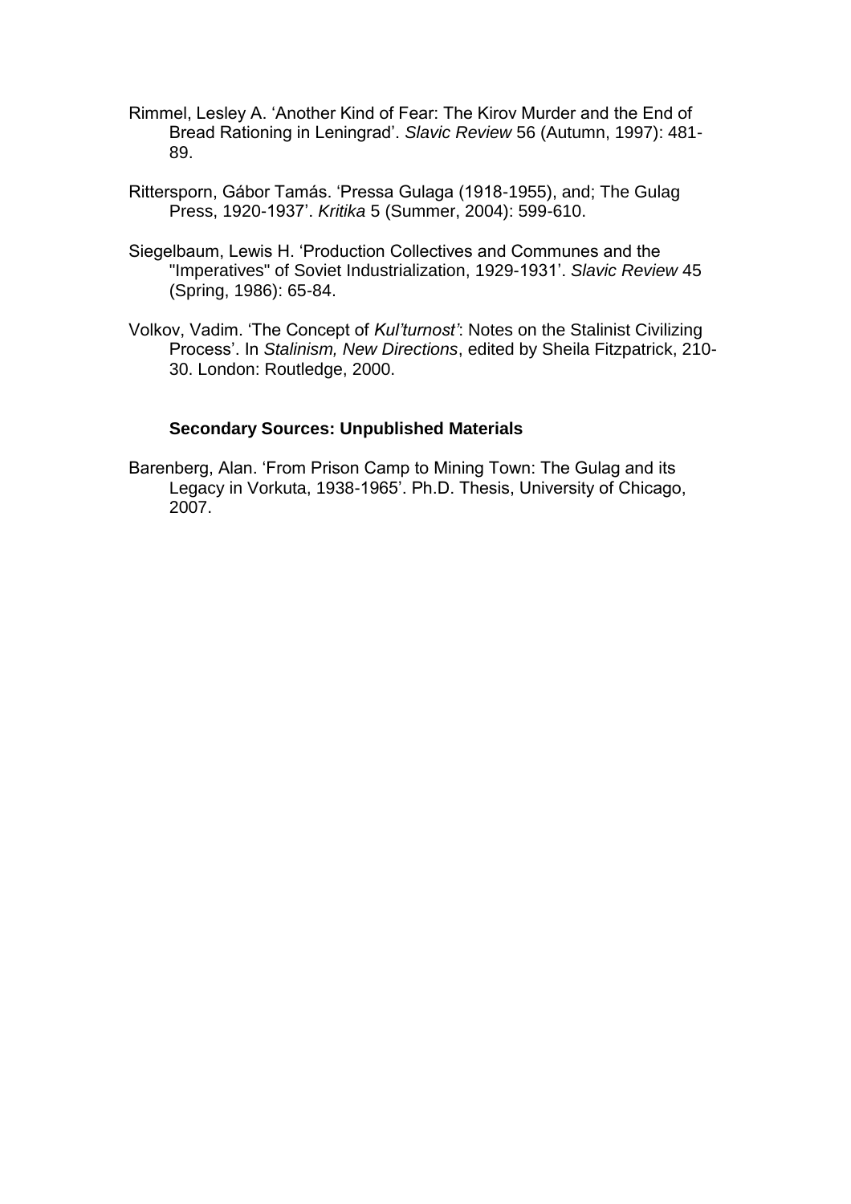Rimmel, Lesley A. 'Another Kind of Fear: The Kirov Murder and the End of Bread Rationing in Leningrad'. *Slavic Review* 56 (Autumn, 1997): 481-89.

Rittersporn, Gábor Tamás. 'Pressa Gulaga (1918-1955), and; The Gulag Press, 1920-1937'. *Kritika* 5 (Summer, 2004): 599-610.

Siegelbaum, Lewis H. 'Production Collectives and Communes and the "Imperatives" of Soviet Industrialization, 1929-1931'. *Slavic Review* 45 (Spring, 1986): 65-84.

Volkov, Vadim. 'The Concept of *Kul'turnost'*: Notes on the Stalinist Civilizing Process'. In *Stalinism, New Directions*, edited by Sheila Fitzpatrick, 210-30. London: Routledge, 2000.

### Secondary Sources: Unpublished Materials

Barenberg, Alan. 'From Prison Camp to Mining Town: The Gulag and its Legacy in Vorkuta, 1938-1965'. Ph.D. Thesis, University of Chicago, 2007.